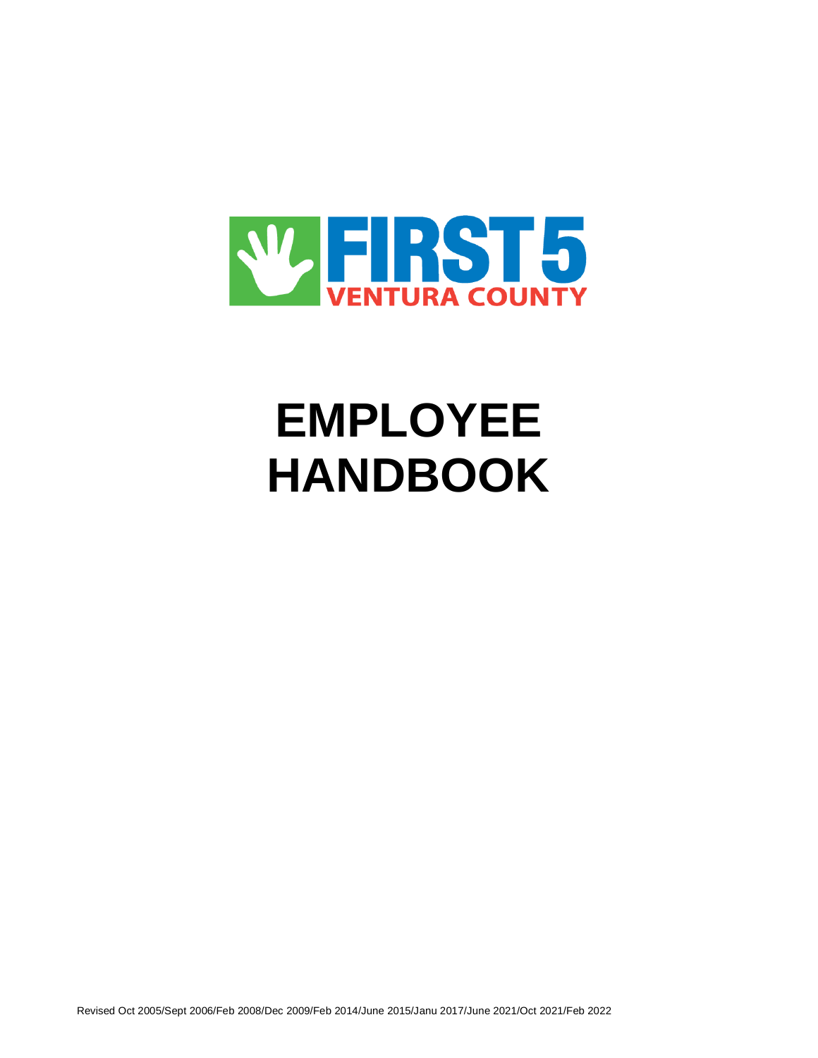FIRST 5 VENTURA COUNTY

# EMPLOYEE HANDBOOK

Revised Oct 2005/Sept 2006/Feb 2008/Dec 2009/Feb 2014/June 2015/Janu 2017/June 2021/Oct 2021/Feb 2022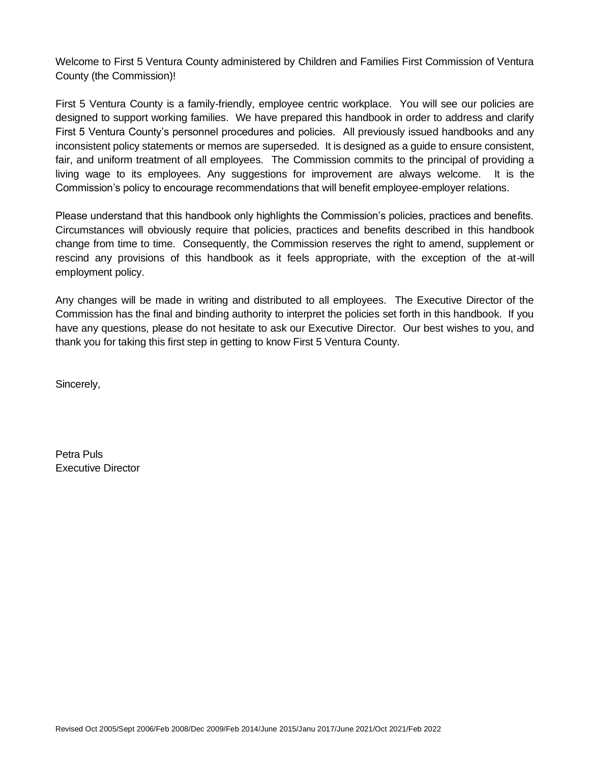Welcome to First 5 Ventura County administered by Children and Families First Commission of Ventura County (the Commission)!

First 5 Ventura County is a family-friendly, employee centric workplace. You will see our policies are designed to support working families. We have prepared this handbook in order to address and clarify First 5 Ventura County's personnel procedures and policies. All previously issued handbooks and any inconsistent policy statements or memos are superseded. It is designed as a guide to ensure consistent, fair, and uniform treatment of all employees. The Commission commits to the principal of providing a living wage to its employees. Any suggestions for improvement are always welcome. It is the Commission's policy to encourage recommendations that will benefit employee-employer relations.

Please understand that this handbook only highlights the Commission's policies, practices and benefits. Circumstances will obviously require that policies, practices and benefits described in this handbook change from time to time. Consequently, the Commission reserves the right to amend, supplement or rescind any provisions of this handbook as it feels appropriate, with the exception of the at-will employment policy.

Any changes will be made in writing and distributed to all employees. The Executive Director of the Commission has the final and binding authority to interpret the policies set forth in this handbook. If you have any questions, please do not hesitate to ask our Executive Director. Our best wishes to you, and thank you for taking this first step in getting to know First 5 Ventura County.

Sincerely,

Petra Puls
Executive Director

Revised Oct 2005/Sept 2006/Feb 2008/Dec 2009/Feb 2014/June 2015/Janu 2017/June 2021/Oct 2021/Feb 2022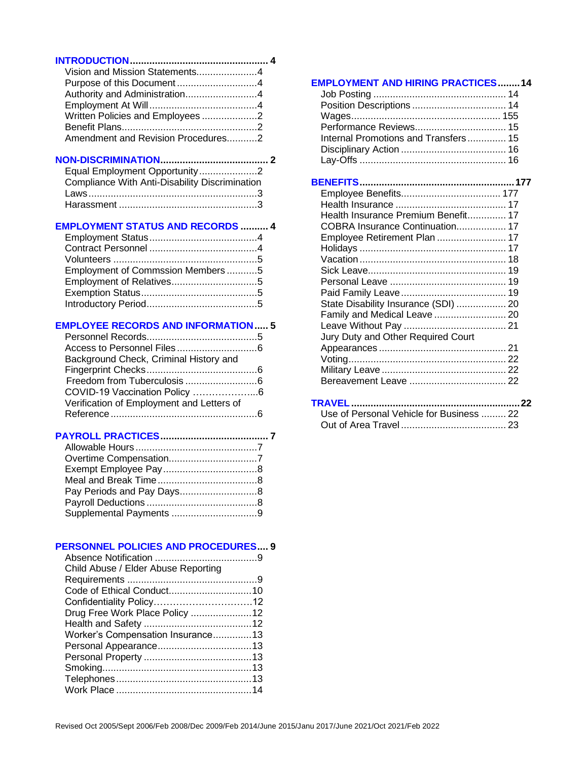**INTRODUCTION .................................................. 4**
- Vision and Mission Statements......................4
- Purpose of this Document .............................4
- Authority and Administration..........................4
- Employment At Will .......................................4
- Written Policies and Employees ....................2
- Benefit Plans.................................................2
- Amendment and Revision Procedures...........2

**NON-DISCRIMINATION....................................... 2**
- Equal Employment Opportunity .....................2
- Compliance With Anti-Disability Discrimination Laws .............................................................3
- Harassment ..................................................3

**EMPLOYMENT STATUS AND RECORDS .......... 4**
- Employment Status .......................................4
- Contract Personnel .......................................4
- Volunteers ....................................................5
- Employment of Commssion Members ...........5
- Employment of Relatives...............................5
- Exemption Status..........................................5
- Introductory Period........................................5

**EMPLOYEE RECORDS AND INFORMATION..... 5**
- Personnel Records........................................5
- Access to Personnel Files ............................6
- Background Check, Criminal History and Fingerprint Checks........................................6
- Freedom from Tuberculosis ..........................6
- COVID-19 Vaccination Policy ………………...6
- Verification of Employment and Letters of Reference .....................................................6

**PAYROLL PRACTICES....................................... 7**
- Allowable Hours ............................................7
- Overtime Compensation................................7
- Exempt Employee Pay ..................................8
- Meal and Break Time ....................................8
- Pay Periods and Pay Days............................8
- Payroll Deductions ........................................8
- Supplemental Payments ...............................9

**PERSONNEL POLICIES AND PROCEDURES.... 9**
- Absence Notification .....................................9
- Child Abuse / Elder Abuse Reporting Requirements ...............................................9
- Code of Ethical Conduct..............................10
- Confidentiality Policy…………………………..12
- Drug Free Work Place Policy ......................12
- Health and Safety .......................................12
- Worker's Compensation Insurance..............13
- Personal Appearance..................................13
- Personal Property .......................................13
- Smoking......................................................13
- Telephones .................................................13
- Work Place .................................................14

**EMPLOYMENT AND HIRING PRACTICES........14**
- Job Posting ................................................ 14
- Position Descriptions .................................. 14
- Wages...................................................... 155
- Performance Reviews................................. 15
- Internal Promotions and Transfers .............. 15
- Disciplinary Action ...................................... 16
- Lay-Offs ..................................................... 16

**BENEFITS........................................................177**
- Employee Benefits.................................... 177
- Health Insurance ........................................ 17
- Health Insurance Premium Benefit.............. 17
- COBRA Insurance Continuation.................. 17
- Employee Retirement Plan ......................... 17
- Holidays ..................................................... 17
- Vacation ..................................................... 18
- Sick Leave.................................................. 19
- Personal Leave .......................................... 19
- Paid Family Leave ...................................... 19
- State Disability Insurance (SDI) .................. 20
- Family and Medical Leave .......................... 20
- Leave Without Pay ..................................... 21
- Jury Duty and Other Required Court Appearances ............................................... 21
- Voting......................................................... 22
- Military Leave ............................................. 22
- Bereavement Leave ................................... 22

**TRAVEL ............................................................22**
- Use of Personal Vehicle for Business ......... 22
- Out of Area Travel ...................................... 23

Revised Oct 2005/Sept 2006/Feb 2008/Dec 2009/Feb 2014/June 2015/Janu 2017/June 2021/Oct 2021/Feb 2022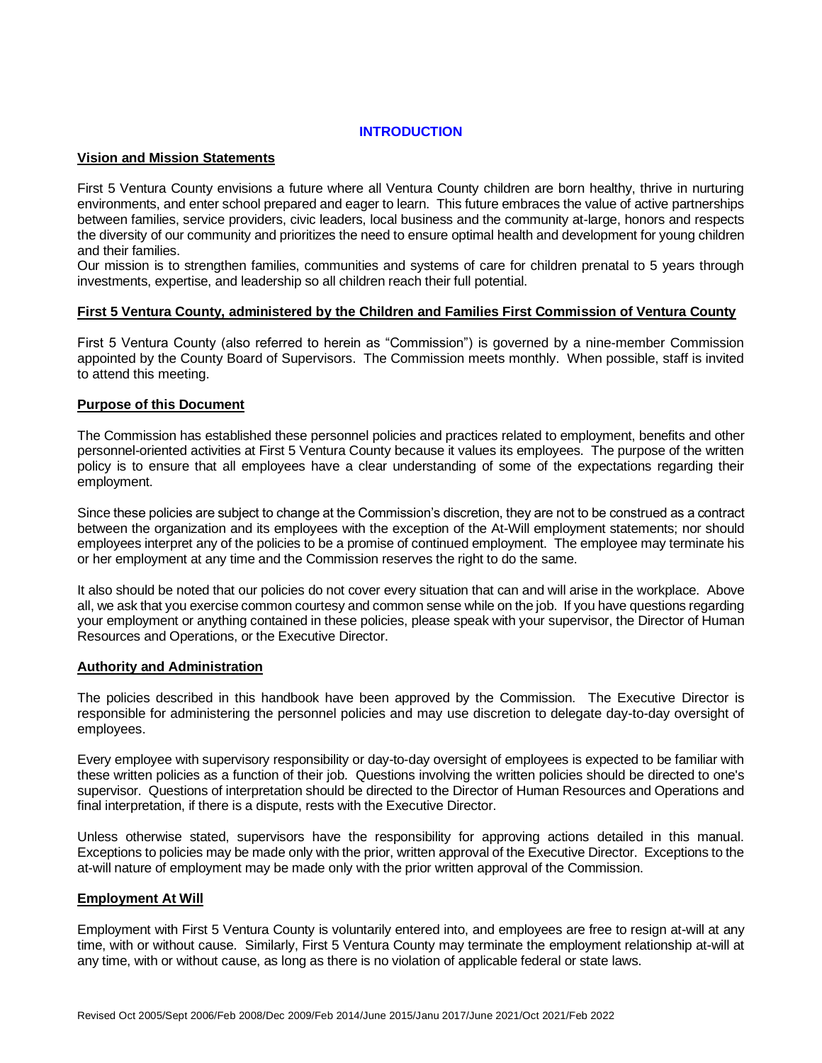# INTRODUCTION

## Vision and Mission Statements

First 5 Ventura County envisions a future where all Ventura County children are born healthy, thrive in nurturing environments, and enter school prepared and eager to learn. This future embraces the value of active partnerships between families, service providers, civic leaders, local business and the community at-large, honors and respects the diversity of our community and prioritizes the need to ensure optimal health and development for young children and their families.

Our mission is to strengthen families, communities and systems of care for children prenatal to 5 years through investments, expertise, and leadership so all children reach their full potential.

## First 5 Ventura County, administered by the Children and Families First Commission of Ventura County

First 5 Ventura County (also referred to herein as "Commission") is governed by a nine-member Commission appointed by the County Board of Supervisors. The Commission meets monthly. When possible, staff is invited to attend this meeting.

## Purpose of this Document

The Commission has established these personnel policies and practices related to employment, benefits and other personnel-oriented activities at First 5 Ventura County because it values its employees. The purpose of the written policy is to ensure that all employees have a clear understanding of some of the expectations regarding their employment.

Since these policies are subject to change at the Commission's discretion, they are not to be construed as a contract between the organization and its employees with the exception of the At-Will employment statements; nor should employees interpret any of the policies to be a promise of continued employment. The employee may terminate his or her employment at any time and the Commission reserves the right to do the same.

It also should be noted that our policies do not cover every situation that can and will arise in the workplace. Above all, we ask that you exercise common courtesy and common sense while on the job. If you have questions regarding your employment or anything contained in these policies, please speak with your supervisor, the Director of Human Resources and Operations, or the Executive Director.

## Authority and Administration

The policies described in this handbook have been approved by the Commission. The Executive Director is responsible for administering the personnel policies and may use discretion to delegate day-to-day oversight of employees.

Every employee with supervisory responsibility or day-to-day oversight of employees is expected to be familiar with these written policies as a function of their job. Questions involving the written policies should be directed to one's supervisor. Questions of interpretation should be directed to the Director of Human Resources and Operations and final interpretation, if there is a dispute, rests with the Executive Director.

Unless otherwise stated, supervisors have the responsibility for approving actions detailed in this manual. Exceptions to policies may be made only with the prior, written approval of the Executive Director. Exceptions to the at-will nature of employment may be made only with the prior written approval of the Commission.

## Employment At Will

Employment with First 5 Ventura County is voluntarily entered into, and employees are free to resign at-will at any time, with or without cause. Similarly, First 5 Ventura County may terminate the employment relationship at-will at any time, with or without cause, as long as there is no violation of applicable federal or state laws.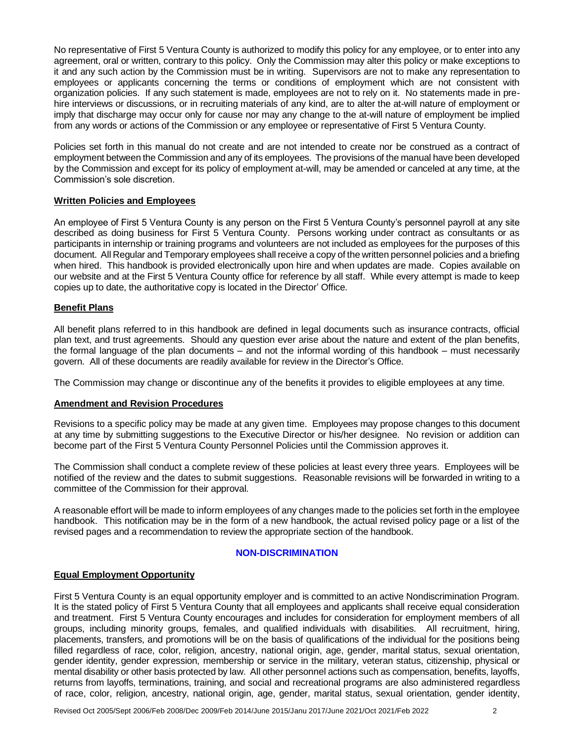No representative of First 5 Ventura County is authorized to modify this policy for any employee, or to enter into any agreement, oral or written, contrary to this policy. Only the Commission may alter this policy or make exceptions to it and any such action by the Commission must be in writing. Supervisors are not to make any representation to employees or applicants concerning the terms or conditions of employment which are not consistent with organization policies. If any such statement is made, employees are not to rely on it. No statements made in pre-hire interviews or discussions, or in recruiting materials of any kind, are to alter the at-will nature of employment or imply that discharge may occur only for cause nor may any change to the at-will nature of employment be implied from any words or actions of the Commission or any employee or representative of First 5 Ventura County.

Policies set forth in this manual do not create and are not intended to create nor be construed as a contract of employment between the Commission and any of its employees. The provisions of the manual have been developed by the Commission and except for its policy of employment at-will, may be amended or canceled at any time, at the Commission's sole discretion.

**Written Policies and Employees**

An employee of First 5 Ventura County is any person on the First 5 Ventura County's personnel payroll at any site described as doing business for First 5 Ventura County. Persons working under contract as consultants or as participants in internship or training programs and volunteers are not included as employees for the purposes of this document. All Regular and Temporary employees shall receive a copy of the written personnel policies and a briefing when hired. This handbook is provided electronically upon hire and when updates are made. Copies available on our website and at the First 5 Ventura County office for reference by all staff. While every attempt is made to keep copies up to date, the authoritative copy is located in the Director' Office.

**Benefit Plans**

All benefit plans referred to in this handbook are defined in legal documents such as insurance contracts, official plan text, and trust agreements. Should any question ever arise about the nature and extent of the plan benefits, the formal language of the plan documents – and not the informal wording of this handbook – must necessarily govern. All of these documents are readily available for review in the Director's Office.

The Commission may change or discontinue any of the benefits it provides to eligible employees at any time.

**Amendment and Revision Procedures**

Revisions to a specific policy may be made at any given time. Employees may propose changes to this document at any time by submitting suggestions to the Executive Director or his/her designee. No revision or addition can become part of the First 5 Ventura County Personnel Policies until the Commission approves it.

The Commission shall conduct a complete review of these policies at least every three years. Employees will be notified of the review and the dates to submit suggestions. Reasonable revisions will be forwarded in writing to a committee of the Commission for their approval.

A reasonable effort will be made to inform employees of any changes made to the policies set forth in the employee handbook. This notification may be in the form of a new handbook, the actual revised policy page or a list of the revised pages and a recommendation to review the appropriate section of the handbook.

## NON-DISCRIMINATION

**Equal Employment Opportunity**

First 5 Ventura County is an equal opportunity employer and is committed to an active Nondiscrimination Program. It is the stated policy of First 5 Ventura County that all employees and applicants shall receive equal consideration and treatment. First 5 Ventura County encourages and includes for consideration for employment members of all groups, including minority groups, females, and qualified individuals with disabilities. All recruitment, hiring, placements, transfers, and promotions will be on the basis of qualifications of the individual for the positions being filled regardless of race, color, religion, ancestry, national origin, age, gender, marital status, sexual orientation, gender identity, gender expression, membership or service in the military, veteran status, citizenship, physical or mental disability or other basis protected by law. All other personnel actions such as compensation, benefits, layoffs, returns from layoffs, terminations, training, and social and recreational programs are also administered regardless of race, color, religion, ancestry, national origin, age, gender, marital status, sexual orientation, gender identity,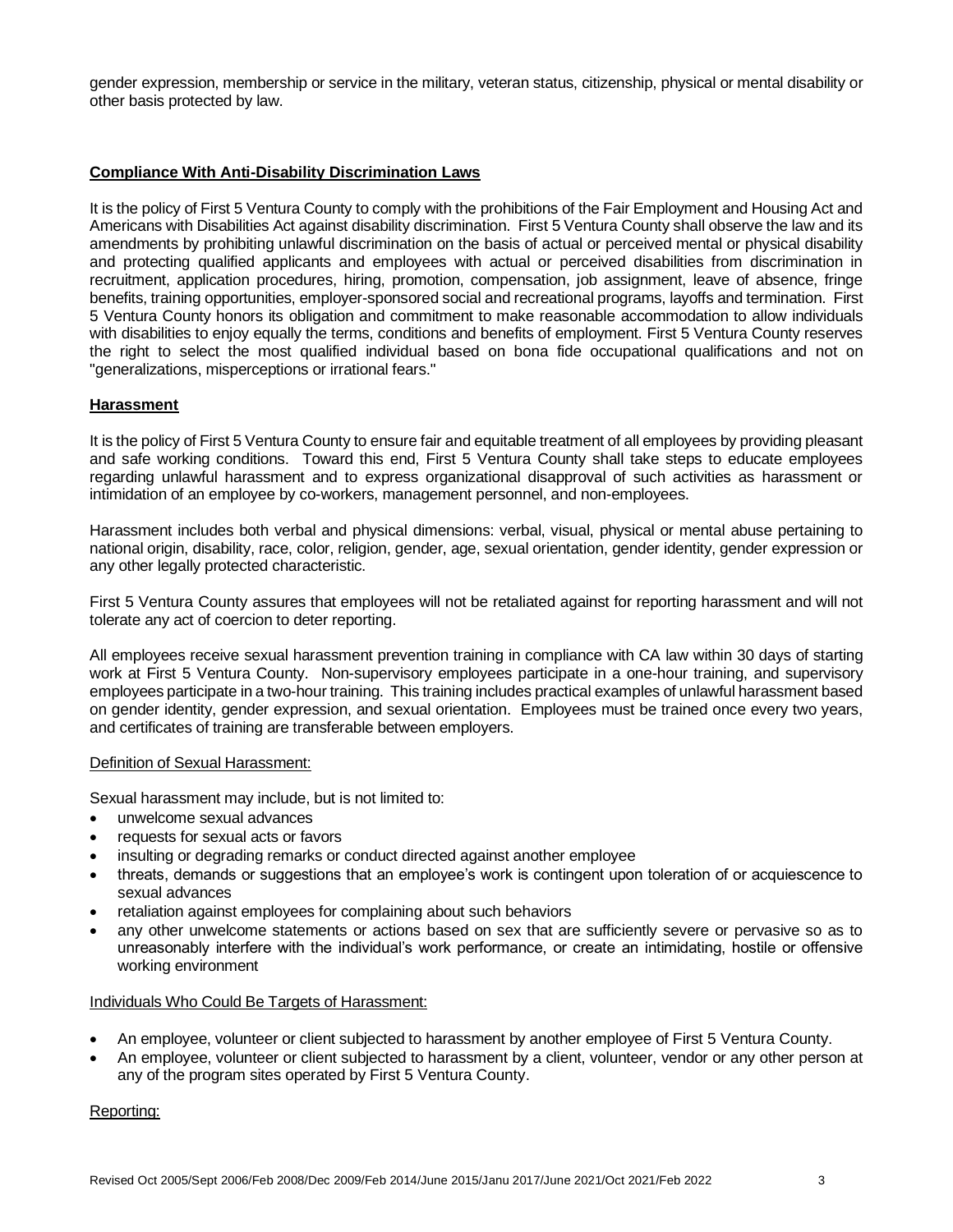gender expression, membership or service in the military, veteran status, citizenship, physical or mental disability or other basis protected by law.

## Compliance With Anti-Disability Discrimination Laws

It is the policy of First 5 Ventura County to comply with the prohibitions of the Fair Employment and Housing Act and Americans with Disabilities Act against disability discrimination. First 5 Ventura County shall observe the law and its amendments by prohibiting unlawful discrimination on the basis of actual or perceived mental or physical disability and protecting qualified applicants and employees with actual or perceived disabilities from discrimination in recruitment, application procedures, hiring, promotion, compensation, job assignment, leave of absence, fringe benefits, training opportunities, employer-sponsored social and recreational programs, layoffs and termination. First 5 Ventura County honors its obligation and commitment to make reasonable accommodation to allow individuals with disabilities to enjoy equally the terms, conditions and benefits of employment. First 5 Ventura County reserves the right to select the most qualified individual based on bona fide occupational qualifications and not on "generalizations, misperceptions or irrational fears."

## Harassment

It is the policy of First 5 Ventura County to ensure fair and equitable treatment of all employees by providing pleasant and safe working conditions. Toward this end, First 5 Ventura County shall take steps to educate employees regarding unlawful harassment and to express organizational disapproval of such activities as harassment or intimidation of an employee by co-workers, management personnel, and non-employees.

Harassment includes both verbal and physical dimensions: verbal, visual, physical or mental abuse pertaining to national origin, disability, race, color, religion, gender, age, sexual orientation, gender identity, gender expression or any other legally protected characteristic.

First 5 Ventura County assures that employees will not be retaliated against for reporting harassment and will not tolerate any act of coercion to deter reporting.

All employees receive sexual harassment prevention training in compliance with CA law within 30 days of starting work at First 5 Ventura County. Non-supervisory employees participate in a one-hour training, and supervisory employees participate in a two-hour training. This training includes practical examples of unlawful harassment based on gender identity, gender expression, and sexual orientation. Employees must be trained once every two years, and certificates of training are transferable between employers.

### Definition of Sexual Harassment:

Sexual harassment may include, but is not limited to:

- unwelcome sexual advances
- requests for sexual acts or favors
- insulting or degrading remarks or conduct directed against another employee
- threats, demands or suggestions that an employee's work is contingent upon toleration of or acquiescence to sexual advances
- retaliation against employees for complaining about such behaviors
- any other unwelcome statements or actions based on sex that are sufficiently severe or pervasive so as to unreasonably interfere with the individual's work performance, or create an intimidating, hostile or offensive working environment

### Individuals Who Could Be Targets of Harassment:

- An employee, volunteer or client subjected to harassment by another employee of First 5 Ventura County.
- An employee, volunteer or client subjected to harassment by a client, volunteer, vendor or any other person at any of the program sites operated by First 5 Ventura County.

### Reporting: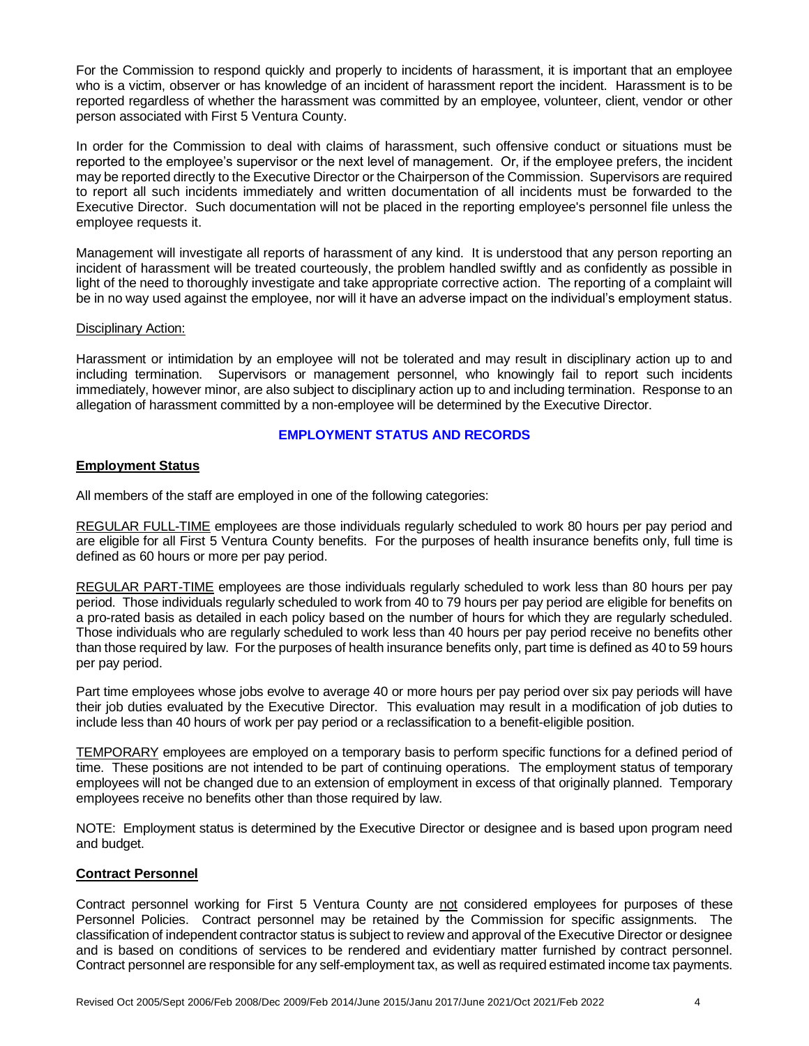For the Commission to respond quickly and properly to incidents of harassment, it is important that an employee who is a victim, observer or has knowledge of an incident of harassment report the incident. Harassment is to be reported regardless of whether the harassment was committed by an employee, volunteer, client, vendor or other person associated with First 5 Ventura County.

In order for the Commission to deal with claims of harassment, such offensive conduct or situations must be reported to the employee's supervisor or the next level of management. Or, if the employee prefers, the incident may be reported directly to the Executive Director or the Chairperson of the Commission. Supervisors are required to report all such incidents immediately and written documentation of all incidents must be forwarded to the Executive Director. Such documentation will not be placed in the reporting employee's personnel file unless the employee requests it.

Management will investigate all reports of harassment of any kind. It is understood that any person reporting an incident of harassment will be treated courteously, the problem handled swiftly and as confidently as possible in light of the need to thoroughly investigate and take appropriate corrective action. The reporting of a complaint will be in no way used against the employee, nor will it have an adverse impact on the individual's employment status.

Disciplinary Action:

Harassment or intimidation by an employee will not be tolerated and may result in disciplinary action up to and including termination. Supervisors or management personnel, who knowingly fail to report such incidents immediately, however minor, are also subject to disciplinary action up to and including termination. Response to an allegation of harassment committed by a non-employee will be determined by the Executive Director.

## EMPLOYMENT STATUS AND RECORDS

### Employment Status

All members of the staff are employed in one of the following categories:

REGULAR FULL-TIME employees are those individuals regularly scheduled to work 80 hours per pay period and are eligible for all First 5 Ventura County benefits. For the purposes of health insurance benefits only, full time is defined as 60 hours or more per pay period.

REGULAR PART-TIME employees are those individuals regularly scheduled to work less than 80 hours per pay period. Those individuals regularly scheduled to work from 40 to 79 hours per pay period are eligible for benefits on a pro-rated basis as detailed in each policy based on the number of hours for which they are regularly scheduled. Those individuals who are regularly scheduled to work less than 40 hours per pay period receive no benefits other than those required by law. For the purposes of health insurance benefits only, part time is defined as 40 to 59 hours per pay period.

Part time employees whose jobs evolve to average 40 or more hours per pay period over six pay periods will have their job duties evaluated by the Executive Director. This evaluation may result in a modification of job duties to include less than 40 hours of work per pay period or a reclassification to a benefit-eligible position.

TEMPORARY employees are employed on a temporary basis to perform specific functions for a defined period of time. These positions are not intended to be part of continuing operations. The employment status of temporary employees will not be changed due to an extension of employment in excess of that originally planned. Temporary employees receive no benefits other than those required by law.

NOTE: Employment status is determined by the Executive Director or designee and is based upon program need and budget.

### Contract Personnel

Contract personnel working for First 5 Ventura County are not considered employees for purposes of these Personnel Policies. Contract personnel may be retained by the Commission for specific assignments. The classification of independent contractor status is subject to review and approval of the Executive Director or designee and is based on conditions of services to be rendered and evidentiary matter furnished by contract personnel. Contract personnel are responsible for any self-employment tax, as well as required estimated income tax payments.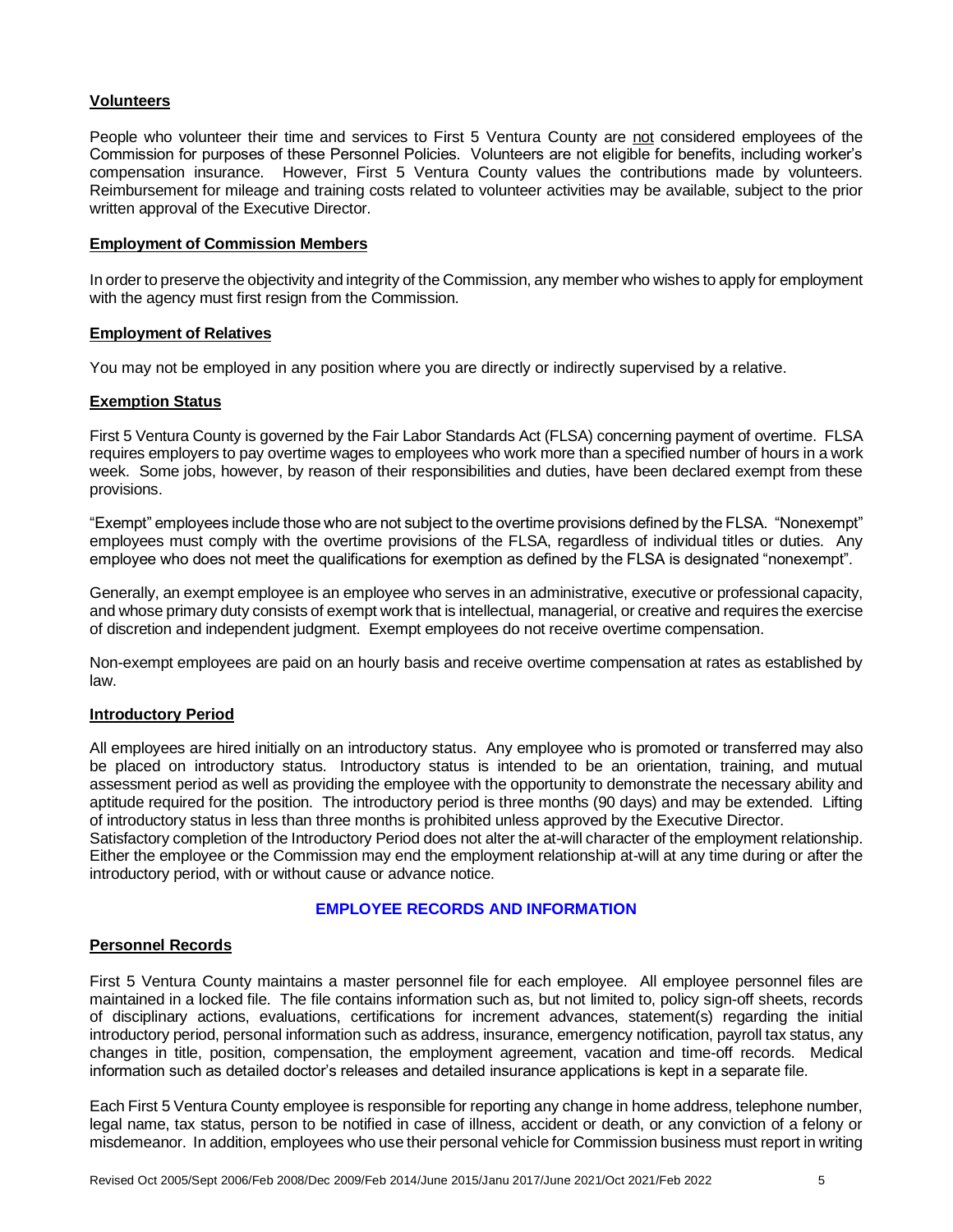### Volunteers

People who volunteer their time and services to First 5 Ventura County are not considered employees of the Commission for purposes of these Personnel Policies. Volunteers are not eligible for benefits, including worker's compensation insurance. However, First 5 Ventura County values the contributions made by volunteers. Reimbursement for mileage and training costs related to volunteer activities may be available, subject to the prior written approval of the Executive Director.

### Employment of Commission Members

In order to preserve the objectivity and integrity of the Commission, any member who wishes to apply for employment with the agency must first resign from the Commission.

### Employment of Relatives

You may not be employed in any position where you are directly or indirectly supervised by a relative.

### Exemption Status

First 5 Ventura County is governed by the Fair Labor Standards Act (FLSA) concerning payment of overtime. FLSA requires employers to pay overtime wages to employees who work more than a specified number of hours in a work week. Some jobs, however, by reason of their responsibilities and duties, have been declared exempt from these provisions.

"Exempt" employees include those who are not subject to the overtime provisions defined by the FLSA. "Nonexempt" employees must comply with the overtime provisions of the FLSA, regardless of individual titles or duties. Any employee who does not meet the qualifications for exemption as defined by the FLSA is designated "nonexempt".

Generally, an exempt employee is an employee who serves in an administrative, executive or professional capacity, and whose primary duty consists of exempt work that is intellectual, managerial, or creative and requires the exercise of discretion and independent judgment. Exempt employees do not receive overtime compensation.

Non-exempt employees are paid on an hourly basis and receive overtime compensation at rates as established by law.

### Introductory Period

All employees are hired initially on an introductory status. Any employee who is promoted or transferred may also be placed on introductory status. Introductory status is intended to be an orientation, training, and mutual assessment period as well as providing the employee with the opportunity to demonstrate the necessary ability and aptitude required for the position. The introductory period is three months (90 days) and may be extended. Lifting of introductory status in less than three months is prohibited unless approved by the Executive Director.
Satisfactory completion of the Introductory Period does not alter the at-will character of the employment relationship. Either the employee or the Commission may end the employment relationship at-will at any time during or after the introductory period, with or without cause or advance notice.

## EMPLOYEE RECORDS AND INFORMATION

### Personnel Records

First 5 Ventura County maintains a master personnel file for each employee. All employee personnel files are maintained in a locked file. The file contains information such as, but not limited to, policy sign-off sheets, records of disciplinary actions, evaluations, certifications for increment advances, statement(s) regarding the initial introductory period, personal information such as address, insurance, emergency notification, payroll tax status, any changes in title, position, compensation, the employment agreement, vacation and time-off records. Medical information such as detailed doctor's releases and detailed insurance applications is kept in a separate file.

Each First 5 Ventura County employee is responsible for reporting any change in home address, telephone number, legal name, tax status, person to be notified in case of illness, accident or death, or any conviction of a felony or misdemeanor. In addition, employees who use their personal vehicle for Commission business must report in writing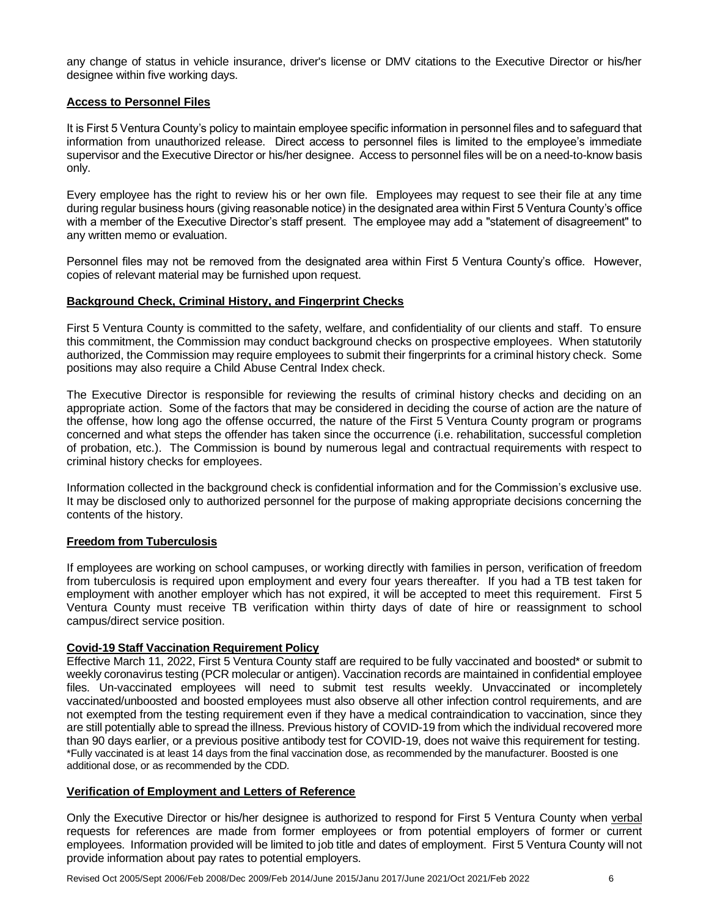any change of status in vehicle insurance, driver's license or DMV citations to the Executive Director or his/her designee within five working days.

## Access to Personnel Files

It is First 5 Ventura County's policy to maintain employee specific information in personnel files and to safeguard that information from unauthorized release. Direct access to personnel files is limited to the employee's immediate supervisor and the Executive Director or his/her designee. Access to personnel files will be on a need-to-know basis only.

Every employee has the right to review his or her own file. Employees may request to see their file at any time during regular business hours (giving reasonable notice) in the designated area within First 5 Ventura County's office with a member of the Executive Director's staff present. The employee may add a "statement of disagreement" to any written memo or evaluation.

Personnel files may not be removed from the designated area within First 5 Ventura County's office. However, copies of relevant material may be furnished upon request.

## Background Check, Criminal History, and Fingerprint Checks

First 5 Ventura County is committed to the safety, welfare, and confidentiality of our clients and staff. To ensure this commitment, the Commission may conduct background checks on prospective employees. When statutorily authorized, the Commission may require employees to submit their fingerprints for a criminal history check. Some positions may also require a Child Abuse Central Index check.

The Executive Director is responsible for reviewing the results of criminal history checks and deciding on an appropriate action. Some of the factors that may be considered in deciding the course of action are the nature of the offense, how long ago the offense occurred, the nature of the First 5 Ventura County program or programs concerned and what steps the offender has taken since the occurrence (i.e. rehabilitation, successful completion of probation, etc.). The Commission is bound by numerous legal and contractual requirements with respect to criminal history checks for employees.

Information collected in the background check is confidential information and for the Commission's exclusive use. It may be disclosed only to authorized personnel for the purpose of making appropriate decisions concerning the contents of the history.

## Freedom from Tuberculosis

If employees are working on school campuses, or working directly with families in person, verification of freedom from tuberculosis is required upon employment and every four years thereafter. If you had a TB test taken for employment with another employer which has not expired, it will be accepted to meet this requirement. First 5 Ventura County must receive TB verification within thirty days of date of hire or reassignment to school campus/direct service position.

## Covid-19 Staff Vaccination Requirement Policy

Effective March 11, 2022, First 5 Ventura County staff are required to be fully vaccinated and boosted* or submit to weekly coronavirus testing (PCR molecular or antigen). Vaccination records are maintained in confidential employee files. Un-vaccinated employees will need to submit test results weekly. Unvaccinated or incompletely vaccinated/unboosted and boosted employees must also observe all other infection control requirements, and are not exempted from the testing requirement even if they have a medical contraindication to vaccination, since they are still potentially able to spread the illness. Previous history of COVID-19 from which the individual recovered more than 90 days earlier, or a previous positive antibody test for COVID-19, does not waive this requirement for testing.

*Fully vaccinated is at least 14 days from the final vaccination dose, as recommended by the manufacturer. Boosted is one additional dose, or as recommended by the CDD.

## Verification of Employment and Letters of Reference

Only the Executive Director or his/her designee is authorized to respond for First 5 Ventura County when verbal requests for references are made from former employees or from potential employers of former or current employees. Information provided will be limited to job title and dates of employment. First 5 Ventura County will not provide information about pay rates to potential employers.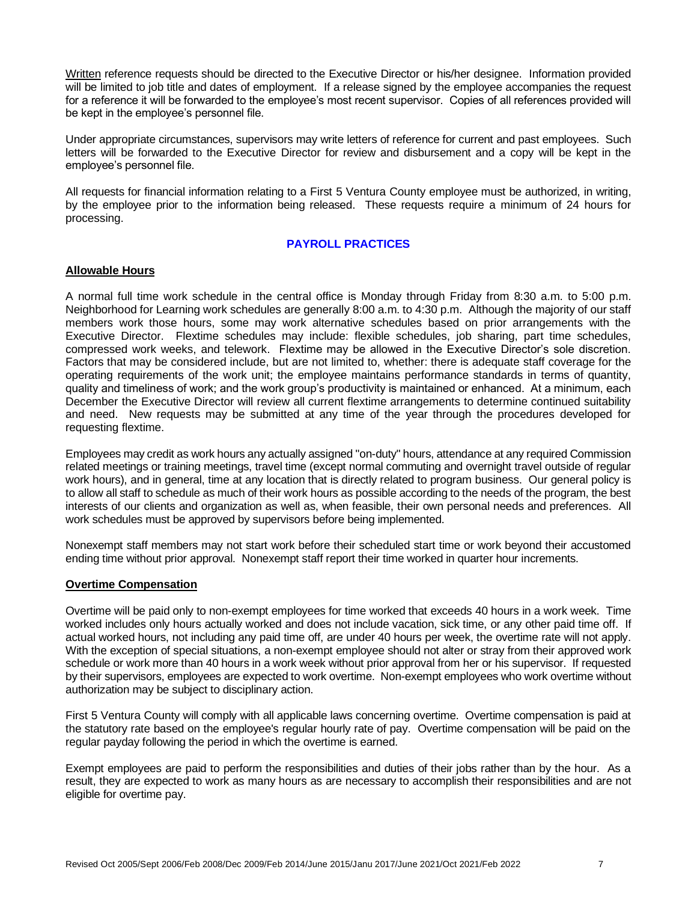Written reference requests should be directed to the Executive Director or his/her designee. Information provided will be limited to job title and dates of employment. If a release signed by the employee accompanies the request for a reference it will be forwarded to the employee's most recent supervisor. Copies of all references provided will be kept in the employee's personnel file.

Under appropriate circumstances, supervisors may write letters of reference for current and past employees. Such letters will be forwarded to the Executive Director for review and disbursement and a copy will be kept in the employee's personnel file.

All requests for financial information relating to a First 5 Ventura County employee must be authorized, in writing, by the employee prior to the information being released. These requests require a minimum of 24 hours for processing.

## PAYROLL PRACTICES

### Allowable Hours

A normal full time work schedule in the central office is Monday through Friday from 8:30 a.m. to 5:00 p.m. Neighborhood for Learning work schedules are generally 8:00 a.m. to 4:30 p.m. Although the majority of our staff members work those hours, some may work alternative schedules based on prior arrangements with the Executive Director. Flextime schedules may include: flexible schedules, job sharing, part time schedules, compressed work weeks, and telework. Flextime may be allowed in the Executive Director's sole discretion. Factors that may be considered include, but are not limited to, whether: there is adequate staff coverage for the operating requirements of the work unit; the employee maintains performance standards in terms of quantity, quality and timeliness of work; and the work group's productivity is maintained or enhanced. At a minimum, each December the Executive Director will review all current flextime arrangements to determine continued suitability and need. New requests may be submitted at any time of the year through the procedures developed for requesting flextime.

Employees may credit as work hours any actually assigned "on-duty" hours, attendance at any required Commission related meetings or training meetings, travel time (except normal commuting and overnight travel outside of regular work hours), and in general, time at any location that is directly related to program business. Our general policy is to allow all staff to schedule as much of their work hours as possible according to the needs of the program, the best interests of our clients and organization as well as, when feasible, their own personal needs and preferences. All work schedules must be approved by supervisors before being implemented.

Nonexempt staff members may not start work before their scheduled start time or work beyond their accustomed ending time without prior approval. Nonexempt staff report their time worked in quarter hour increments.

### Overtime Compensation

Overtime will be paid only to non-exempt employees for time worked that exceeds 40 hours in a work week. Time worked includes only hours actually worked and does not include vacation, sick time, or any other paid time off. If actual worked hours, not including any paid time off, are under 40 hours per week, the overtime rate will not apply. With the exception of special situations, a non-exempt employee should not alter or stray from their approved work schedule or work more than 40 hours in a work week without prior approval from her or his supervisor. If requested by their supervisors, employees are expected to work overtime. Non-exempt employees who work overtime without authorization may be subject to disciplinary action.

First 5 Ventura County will comply with all applicable laws concerning overtime. Overtime compensation is paid at the statutory rate based on the employee's regular hourly rate of pay. Overtime compensation will be paid on the regular payday following the period in which the overtime is earned.

Exempt employees are paid to perform the responsibilities and duties of their jobs rather than by the hour. As a result, they are expected to work as many hours as are necessary to accomplish their responsibilities and are not eligible for overtime pay.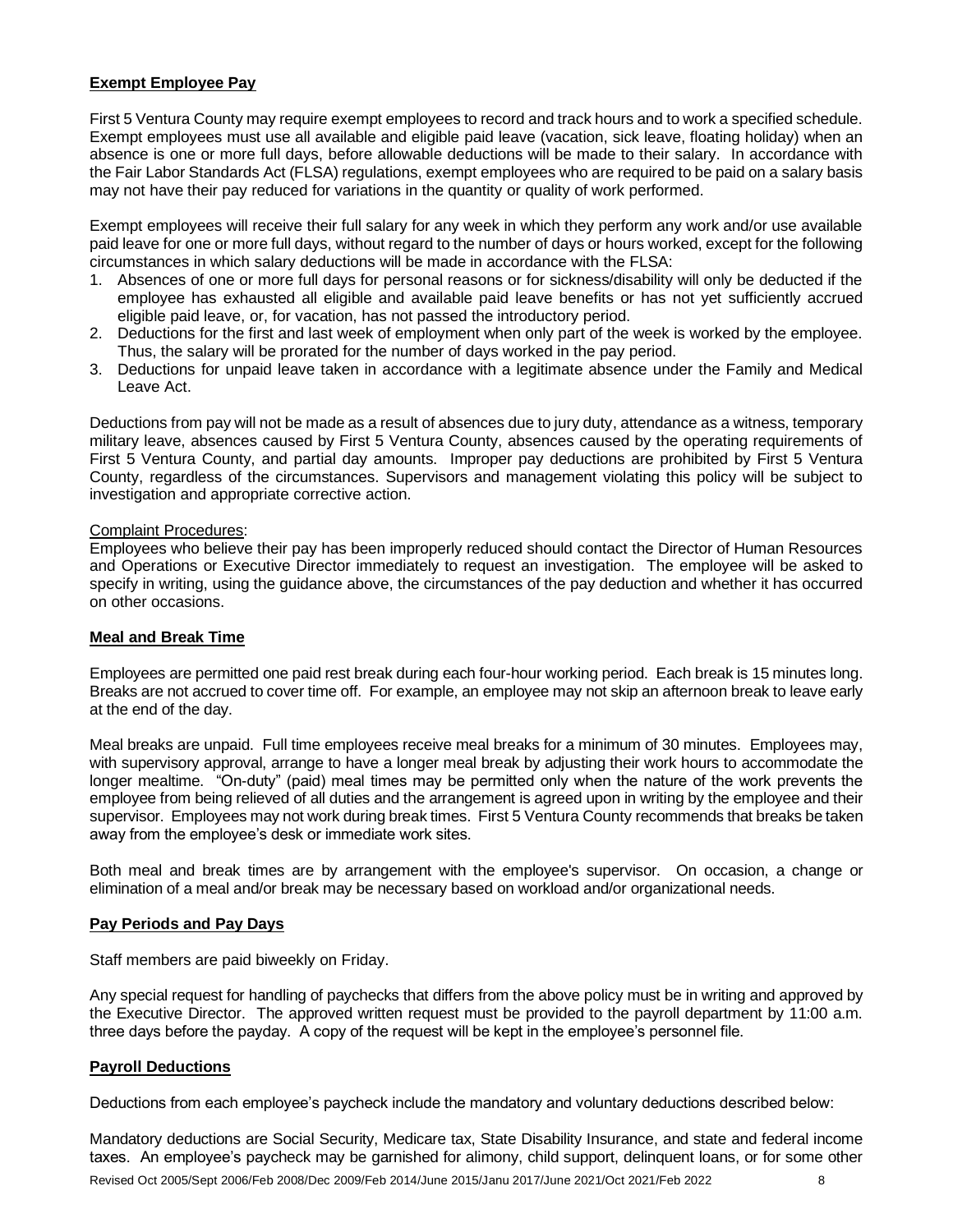## Exempt Employee Pay

First 5 Ventura County may require exempt employees to record and track hours and to work a specified schedule. Exempt employees must use all available and eligible paid leave (vacation, sick leave, floating holiday) when an absence is one or more full days, before allowable deductions will be made to their salary. In accordance with the Fair Labor Standards Act (FLSA) regulations, exempt employees who are required to be paid on a salary basis may not have their pay reduced for variations in the quantity or quality of work performed.

Exempt employees will receive their full salary for any week in which they perform any work and/or use available paid leave for one or more full days, without regard to the number of days or hours worked, except for the following circumstances in which salary deductions will be made in accordance with the FLSA:

1. Absences of one or more full days for personal reasons or for sickness/disability will only be deducted if the employee has exhausted all eligible and available paid leave benefits or has not yet sufficiently accrued eligible paid leave, or, for vacation, has not passed the introductory period.
2. Deductions for the first and last week of employment when only part of the week is worked by the employee. Thus, the salary will be prorated for the number of days worked in the pay period.
3. Deductions for unpaid leave taken in accordance with a legitimate absence under the Family and Medical Leave Act.

Deductions from pay will not be made as a result of absences due to jury duty, attendance as a witness, temporary military leave, absences caused by First 5 Ventura County, absences caused by the operating requirements of First 5 Ventura County, and partial day amounts. Improper pay deductions are prohibited by First 5 Ventura County, regardless of the circumstances. Supervisors and management violating this policy will be subject to investigation and appropriate corrective action.

Complaint Procedures:

Employees who believe their pay has been improperly reduced should contact the Director of Human Resources and Operations or Executive Director immediately to request an investigation. The employee will be asked to specify in writing, using the guidance above, the circumstances of the pay deduction and whether it has occurred on other occasions.

## Meal and Break Time

Employees are permitted one paid rest break during each four-hour working period. Each break is 15 minutes long. Breaks are not accrued to cover time off. For example, an employee may not skip an afternoon break to leave early at the end of the day.

Meal breaks are unpaid. Full time employees receive meal breaks for a minimum of 30 minutes. Employees may, with supervisory approval, arrange to have a longer meal break by adjusting their work hours to accommodate the longer mealtime. "On-duty" (paid) meal times may be permitted only when the nature of the work prevents the employee from being relieved of all duties and the arrangement is agreed upon in writing by the employee and their supervisor. Employees may not work during break times. First 5 Ventura County recommends that breaks be taken away from the employee's desk or immediate work sites.

Both meal and break times are by arrangement with the employee's supervisor. On occasion, a change or elimination of a meal and/or break may be necessary based on workload and/or organizational needs.

## Pay Periods and Pay Days

Staff members are paid biweekly on Friday.

Any special request for handling of paychecks that differs from the above policy must be in writing and approved by the Executive Director. The approved written request must be provided to the payroll department by 11:00 a.m. three days before the payday. A copy of the request will be kept in the employee's personnel file.

## Payroll Deductions

Deductions from each employee's paycheck include the mandatory and voluntary deductions described below:

Mandatory deductions are Social Security, Medicare tax, State Disability Insurance, and state and federal income taxes. An employee's paycheck may be garnished for alimony, child support, delinquent loans, or for some other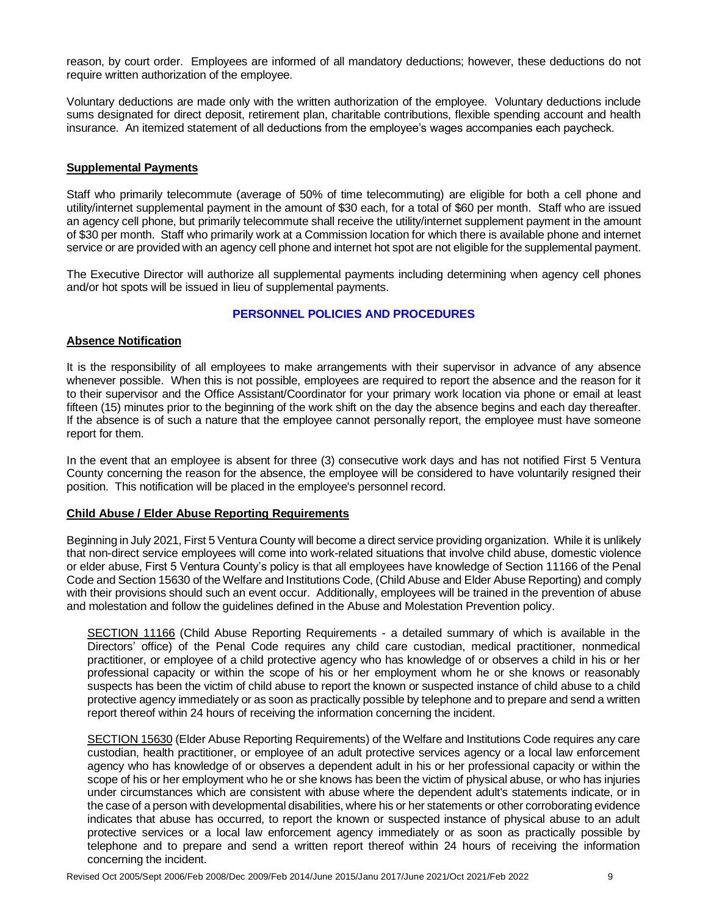reason, by court order. Employees are informed of all mandatory deductions; however, these deductions do not require written authorization of the employee.

Voluntary deductions are made only with the written authorization of the employee. Voluntary deductions include sums designated for direct deposit, retirement plan, charitable contributions, flexible spending account and health insurance. An itemized statement of all deductions from the employee's wages accompanies each paycheck.

## Supplemental Payments

Staff who primarily telecommute (average of 50% of time telecommuting) are eligible for both a cell phone and utility/internet supplemental payment in the amount of $30 each, for a total of $60 per month. Staff who are issued an agency cell phone, but primarily telecommute shall receive the utility/internet supplement payment in the amount of $30 per month. Staff who primarily work at a Commission location for which there is available phone and internet service or are provided with an agency cell phone and internet hot spot are not eligible for the supplemental payment.

The Executive Director will authorize all supplemental payments including determining when agency cell phones and/or hot spots will be issued in lieu of supplemental payments.

# PERSONNEL POLICIES AND PROCEDURES

## Absence Notification

It is the responsibility of all employees to make arrangements with their supervisor in advance of any absence whenever possible. When this is not possible, employees are required to report the absence and the reason for it to their supervisor and the Office Assistant/Coordinator for your primary work location via phone or email at least fifteen (15) minutes prior to the beginning of the work shift on the day the absence begins and each day thereafter. If the absence is of such a nature that the employee cannot personally report, the employee must have someone report for them.

In the event that an employee is absent for three (3) consecutive work days and has not notified First 5 Ventura County concerning the reason for the absence, the employee will be considered to have voluntarily resigned their position. This notification will be placed in the employee's personnel record.

## Child Abuse / Elder Abuse Reporting Requirements

Beginning in July 2021, First 5 Ventura County will become a direct service providing organization. While it is unlikely that non-direct service employees will come into work-related situations that involve child abuse, domestic violence or elder abuse, First 5 Ventura County's policy is that all employees have knowledge of Section 11166 of the Penal Code and Section 15630 of the Welfare and Institutions Code, (Child Abuse and Elder Abuse Reporting) and comply with their provisions should such an event occur. Additionally, employees will be trained in the prevention of abuse and molestation and follow the guidelines defined in the Abuse and Molestation Prevention policy.

SECTION 11166 (Child Abuse Reporting Requirements - a detailed summary of which is available in the Directors' office) of the Penal Code requires any child care custodian, medical practitioner, nonmedical practitioner, or employee of a child protective agency who has knowledge of or observes a child in his or her professional capacity or within the scope of his or her employment whom he or she knows or reasonably suspects has been the victim of child abuse to report the known or suspected instance of child abuse to a child protective agency immediately or as soon as practically possible by telephone and to prepare and send a written report thereof within 24 hours of receiving the information concerning the incident.

SECTION 15630 (Elder Abuse Reporting Requirements) of the Welfare and Institutions Code requires any care custodian, health practitioner, or employee of an adult protective services agency or a local law enforcement agency who has knowledge of or observes a dependent adult in his or her professional capacity or within the scope of his or her employment who he or she knows has been the victim of physical abuse, or who has injuries under circumstances which are consistent with abuse where the dependent adult's statements indicate, or in the case of a person with developmental disabilities, where his or her statements or other corroborating evidence indicates that abuse has occurred, to report the known or suspected instance of physical abuse to an adult protective services or a local law enforcement agency immediately or as soon as practically possible by telephone and to prepare and send a written report thereof within 24 hours of receiving the information concerning the incident.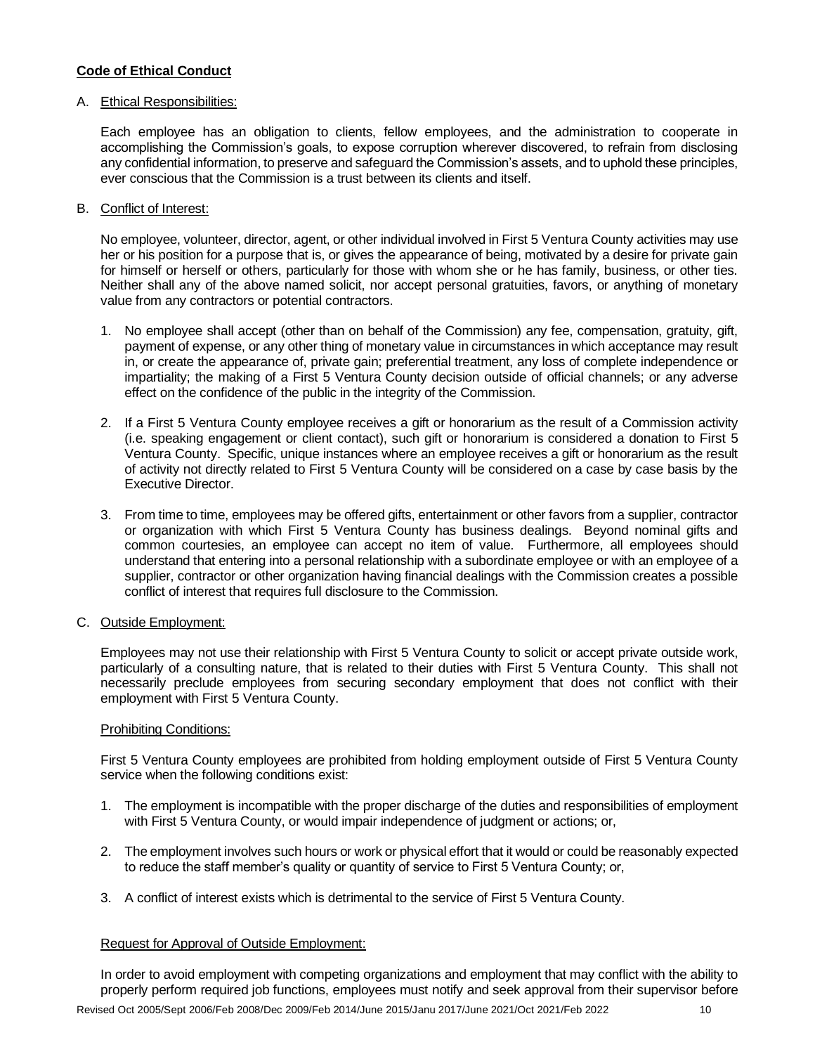**Code of Ethical Conduct**

A. Ethical Responsibilities:

Each employee has an obligation to clients, fellow employees, and the administration to cooperate in accomplishing the Commission's goals, to expose corruption wherever discovered, to refrain from disclosing any confidential information, to preserve and safeguard the Commission's assets, and to uphold these principles, ever conscious that the Commission is a trust between its clients and itself.

B. Conflict of Interest:

No employee, volunteer, director, agent, or other individual involved in First 5 Ventura County activities may use her or his position for a purpose that is, or gives the appearance of being, motivated by a desire for private gain for himself or herself or others, particularly for those with whom she or he has family, business, or other ties. Neither shall any of the above named solicit, nor accept personal gratuities, favors, or anything of monetary value from any contractors or potential contractors.

1. No employee shall accept (other than on behalf of the Commission) any fee, compensation, gratuity, gift, payment of expense, or any other thing of monetary value in circumstances in which acceptance may result in, or create the appearance of, private gain; preferential treatment, any loss of complete independence or impartiality; the making of a First 5 Ventura County decision outside of official channels; or any adverse effect on the confidence of the public in the integrity of the Commission.

2. If a First 5 Ventura County employee receives a gift or honorarium as the result of a Commission activity (i.e. speaking engagement or client contact), such gift or honorarium is considered a donation to First 5 Ventura County. Specific, unique instances where an employee receives a gift or honorarium as the result of activity not directly related to First 5 Ventura County will be considered on a case by case basis by the Executive Director.

3. From time to time, employees may be offered gifts, entertainment or other favors from a supplier, contractor or organization with which First 5 Ventura County has business dealings. Beyond nominal gifts and common courtesies, an employee can accept no item of value. Furthermore, all employees should understand that entering into a personal relationship with a subordinate employee or with an employee of a supplier, contractor or other organization having financial dealings with the Commission creates a possible conflict of interest that requires full disclosure to the Commission.

C. Outside Employment:

Employees may not use their relationship with First 5 Ventura County to solicit or accept private outside work, particularly of a consulting nature, that is related to their duties with First 5 Ventura County. This shall not necessarily preclude employees from securing secondary employment that does not conflict with their employment with First 5 Ventura County.

Prohibiting Conditions:

First 5 Ventura County employees are prohibited from holding employment outside of First 5 Ventura County service when the following conditions exist:

1. The employment is incompatible with the proper discharge of the duties and responsibilities of employment with First 5 Ventura County, or would impair independence of judgment or actions; or,

2. The employment involves such hours or work or physical effort that it would or could be reasonably expected to reduce the staff member's quality or quantity of service to First 5 Ventura County; or,

3. A conflict of interest exists which is detrimental to the service of First 5 Ventura County.

Request for Approval of Outside Employment:

In order to avoid employment with competing organizations and employment that may conflict with the ability to properly perform required job functions, employees must notify and seek approval from their supervisor before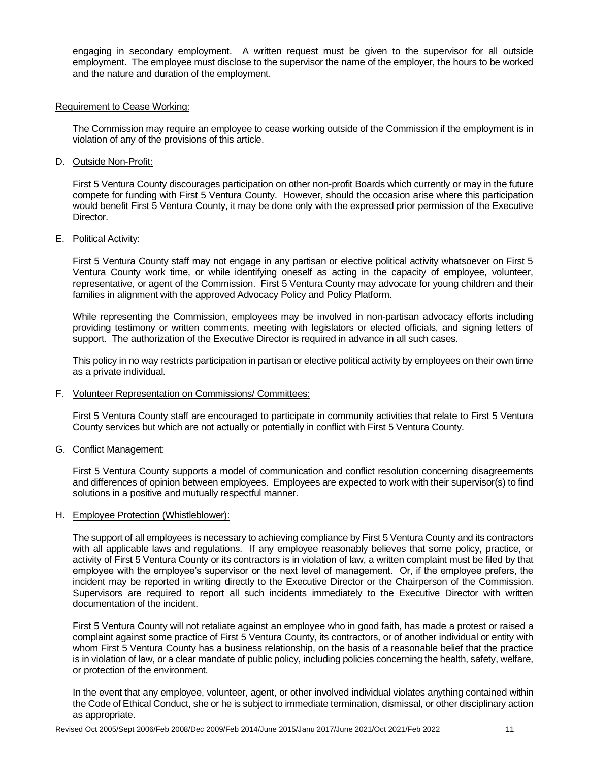engaging in secondary employment. A written request must be given to the supervisor for all outside employment. The employee must disclose to the supervisor the name of the employer, the hours to be worked and the nature and duration of the employment.

<u>Requirement to Cease Working:</u>

The Commission may require an employee to cease working outside of the Commission if the employment is in violation of any of the provisions of this article.

D. <u>Outside Non-Profit:</u>

First 5 Ventura County discourages participation on other non-profit Boards which currently or may in the future compete for funding with First 5 Ventura County. However, should the occasion arise where this participation would benefit First 5 Ventura County, it may be done only with the expressed prior permission of the Executive Director.

E. <u>Political Activity:</u>

First 5 Ventura County staff may not engage in any partisan or elective political activity whatsoever on First 5 Ventura County work time, or while identifying oneself as acting in the capacity of employee, volunteer, representative, or agent of the Commission. First 5 Ventura County may advocate for young children and their families in alignment with the approved Advocacy Policy and Policy Platform.

While representing the Commission, employees may be involved in non-partisan advocacy efforts including providing testimony or written comments, meeting with legislators or elected officials, and signing letters of support. The authorization of the Executive Director is required in advance in all such cases.

This policy in no way restricts participation in partisan or elective political activity by employees on their own time as a private individual.

F. <u>Volunteer Representation on Commissions/ Committees:</u>

First 5 Ventura County staff are encouraged to participate in community activities that relate to First 5 Ventura County services but which are not actually or potentially in conflict with First 5 Ventura County.

G. <u>Conflict Management:</u>

First 5 Ventura County supports a model of communication and conflict resolution concerning disagreements and differences of opinion between employees. Employees are expected to work with their supervisor(s) to find solutions in a positive and mutually respectful manner.

H. <u>Employee Protection (Whistleblower):</u>

The support of all employees is necessary to achieving compliance by First 5 Ventura County and its contractors with all applicable laws and regulations. If any employee reasonably believes that some policy, practice, or activity of First 5 Ventura County or its contractors is in violation of law, a written complaint must be filed by that employee with the employee's supervisor or the next level of management. Or, if the employee prefers, the incident may be reported in writing directly to the Executive Director or the Chairperson of the Commission. Supervisors are required to report all such incidents immediately to the Executive Director with written documentation of the incident.

First 5 Ventura County will not retaliate against an employee who in good faith, has made a protest or raised a complaint against some practice of First 5 Ventura County, its contractors, or of another individual or entity with whom First 5 Ventura County has a business relationship, on the basis of a reasonable belief that the practice is in violation of law, or a clear mandate of public policy, including policies concerning the health, safety, welfare, or protection of the environment.

In the event that any employee, volunteer, agent, or other involved individual violates anything contained within the Code of Ethical Conduct, she or he is subject to immediate termination, dismissal, or other disciplinary action as appropriate.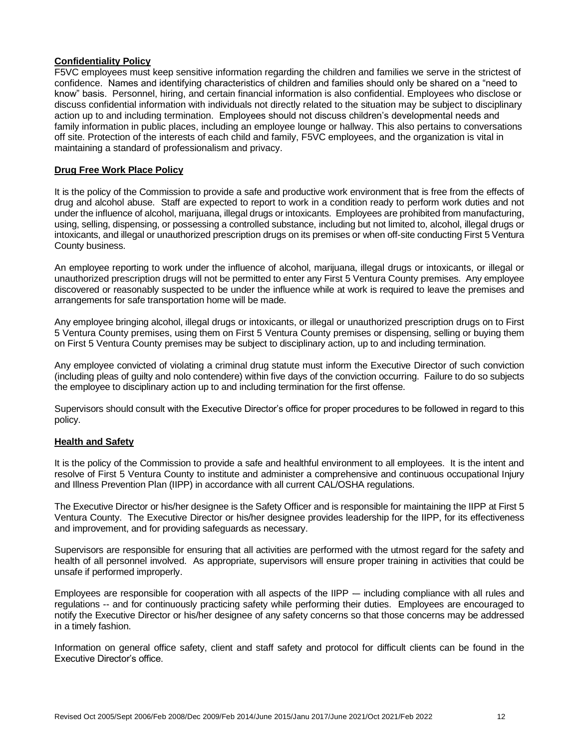## **Confidentiality Policy**

F5VC employees must keep sensitive information regarding the children and families we serve in the strictest of confidence. Names and identifying characteristics of children and families should only be shared on a "need to know" basis. Personnel, hiring, and certain financial information is also confidential. Employees who disclose or discuss confidential information with individuals not directly related to the situation may be subject to disciplinary action up to and including termination. Employees should not discuss children's developmental needs and family information in public places, including an employee lounge or hallway. This also pertains to conversations off site. Protection of the interests of each child and family, F5VC employees, and the organization is vital in maintaining a standard of professionalism and privacy.

## **Drug Free Work Place Policy**

It is the policy of the Commission to provide a safe and productive work environment that is free from the effects of drug and alcohol abuse. Staff are expected to report to work in a condition ready to perform work duties and not under the influence of alcohol, marijuana, illegal drugs or intoxicants. Employees are prohibited from manufacturing, using, selling, dispensing, or possessing a controlled substance, including but not limited to, alcohol, illegal drugs or intoxicants, and illegal or unauthorized prescription drugs on its premises or when off-site conducting First 5 Ventura County business.

An employee reporting to work under the influence of alcohol, marijuana, illegal drugs or intoxicants, or illegal or unauthorized prescription drugs will not be permitted to enter any First 5 Ventura County premises. Any employee discovered or reasonably suspected to be under the influence while at work is required to leave the premises and arrangements for safe transportation home will be made.

Any employee bringing alcohol, illegal drugs or intoxicants, or illegal or unauthorized prescription drugs on to First 5 Ventura County premises, using them on First 5 Ventura County premises or dispensing, selling or buying them on First 5 Ventura County premises may be subject to disciplinary action, up to and including termination.

Any employee convicted of violating a criminal drug statute must inform the Executive Director of such conviction (including pleas of guilty and nolo contendere) within five days of the conviction occurring. Failure to do so subjects the employee to disciplinary action up to and including termination for the first offense.

Supervisors should consult with the Executive Director's office for proper procedures to be followed in regard to this policy.

## **Health and Safety**

It is the policy of the Commission to provide a safe and healthful environment to all employees. It is the intent and resolve of First 5 Ventura County to institute and administer a comprehensive and continuous occupational Injury and Illness Prevention Plan (IIPP) in accordance with all current CAL/OSHA regulations.

The Executive Director or his/her designee is the Safety Officer and is responsible for maintaining the IIPP at First 5 Ventura County. The Executive Director or his/her designee provides leadership for the IIPP, for its effectiveness and improvement, and for providing safeguards as necessary.

Supervisors are responsible for ensuring that all activities are performed with the utmost regard for the safety and health of all personnel involved. As appropriate, supervisors will ensure proper training in activities that could be unsafe if performed improperly.

Employees are responsible for cooperation with all aspects of the IIPP –– including compliance with all rules and regulations -- and for continuously practicing safety while performing their duties. Employees are encouraged to notify the Executive Director or his/her designee of any safety concerns so that those concerns may be addressed in a timely fashion.

Information on general office safety, client and staff safety and protocol for difficult clients can be found in the Executive Director's office.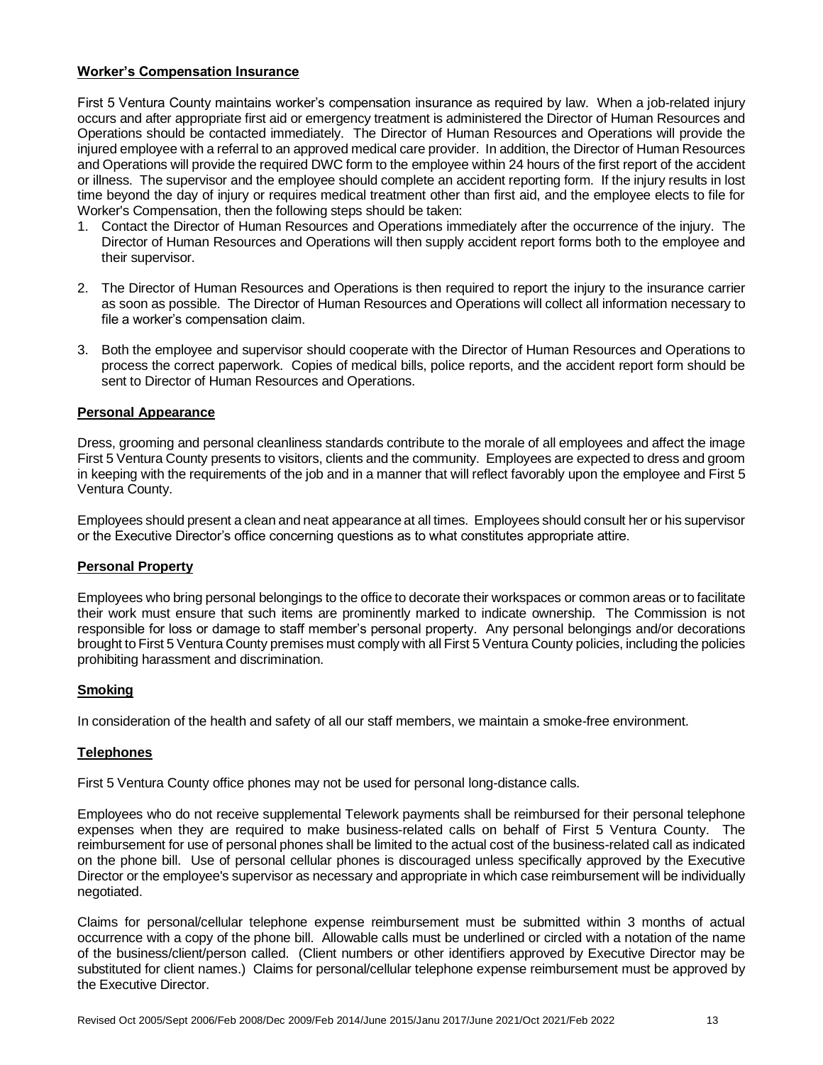## **Worker's Compensation Insurance**

First 5 Ventura County maintains worker's compensation insurance as required by law. When a job-related injury occurs and after appropriate first aid or emergency treatment is administered the Director of Human Resources and Operations should be contacted immediately. The Director of Human Resources and Operations will provide the injured employee with a referral to an approved medical care provider. In addition, the Director of Human Resources and Operations will provide the required DWC form to the employee within 24 hours of the first report of the accident or illness. The supervisor and the employee should complete an accident reporting form. If the injury results in lost time beyond the day of injury or requires medical treatment other than first aid, and the employee elects to file for Worker's Compensation, then the following steps should be taken:

1. Contact the Director of Human Resources and Operations immediately after the occurrence of the injury. The Director of Human Resources and Operations will then supply accident report forms both to the employee and their supervisor.

2. The Director of Human Resources and Operations is then required to report the injury to the insurance carrier as soon as possible. The Director of Human Resources and Operations will collect all information necessary to file a worker's compensation claim.

3. Both the employee and supervisor should cooperate with the Director of Human Resources and Operations to process the correct paperwork. Copies of medical bills, police reports, and the accident report form should be sent to Director of Human Resources and Operations.

## **Personal Appearance**

Dress, grooming and personal cleanliness standards contribute to the morale of all employees and affect the image First 5 Ventura County presents to visitors, clients and the community. Employees are expected to dress and groom in keeping with the requirements of the job and in a manner that will reflect favorably upon the employee and First 5 Ventura County.

Employees should present a clean and neat appearance at all times. Employees should consult her or his supervisor or the Executive Director's office concerning questions as to what constitutes appropriate attire.

## **Personal Property**

Employees who bring personal belongings to the office to decorate their workspaces or common areas or to facilitate their work must ensure that such items are prominently marked to indicate ownership. The Commission is not responsible for loss or damage to staff member's personal property. Any personal belongings and/or decorations brought to First 5 Ventura County premises must comply with all First 5 Ventura County policies, including the policies prohibiting harassment and discrimination.

## **Smoking**

In consideration of the health and safety of all our staff members, we maintain a smoke-free environment.

## **Telephones**

First 5 Ventura County office phones may not be used for personal long-distance calls.

Employees who do not receive supplemental Telework payments shall be reimbursed for their personal telephone expenses when they are required to make business-related calls on behalf of First 5 Ventura County. The reimbursement for use of personal phones shall be limited to the actual cost of the business-related call as indicated on the phone bill. Use of personal cellular phones is discouraged unless specifically approved by the Executive Director or the employee's supervisor as necessary and appropriate in which case reimbursement will be individually negotiated.

Claims for personal/cellular telephone expense reimbursement must be submitted within 3 months of actual occurrence with a copy of the phone bill. Allowable calls must be underlined or circled with a notation of the name of the business/client/person called. (Client numbers or other identifiers approved by Executive Director may be substituted for client names.) Claims for personal/cellular telephone expense reimbursement must be approved by the Executive Director.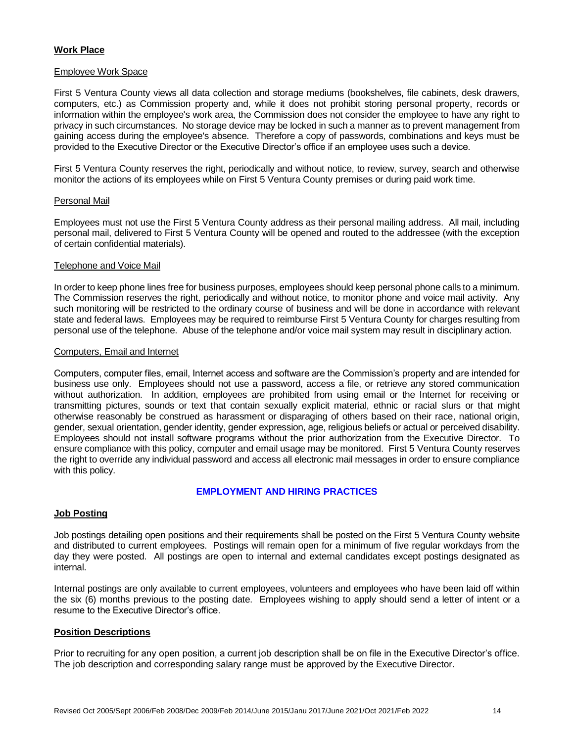## Work Place

### Employee Work Space

First 5 Ventura County views all data collection and storage mediums (bookshelves, file cabinets, desk drawers, computers, etc.) as Commission property and, while it does not prohibit storing personal property, records or information within the employee's work area, the Commission does not consider the employee to have any right to privacy in such circumstances. No storage device may be locked in such a manner as to prevent management from gaining access during the employee's absence. Therefore a copy of passwords, combinations and keys must be provided to the Executive Director or the Executive Director's office if an employee uses such a device.

First 5 Ventura County reserves the right, periodically and without notice, to review, survey, search and otherwise monitor the actions of its employees while on First 5 Ventura County premises or during paid work time.

### Personal Mail

Employees must not use the First 5 Ventura County address as their personal mailing address. All mail, including personal mail, delivered to First 5 Ventura County will be opened and routed to the addressee (with the exception of certain confidential materials).

### Telephone and Voice Mail

In order to keep phone lines free for business purposes, employees should keep personal phone calls to a minimum. The Commission reserves the right, periodically and without notice, to monitor phone and voice mail activity. Any such monitoring will be restricted to the ordinary course of business and will be done in accordance with relevant state and federal laws. Employees may be required to reimburse First 5 Ventura County for charges resulting from personal use of the telephone. Abuse of the telephone and/or voice mail system may result in disciplinary action.

### Computers, Email and Internet

Computers, computer files, email, Internet access and software are the Commission's property and are intended for business use only. Employees should not use a password, access a file, or retrieve any stored communication without authorization. In addition, employees are prohibited from using email or the Internet for receiving or transmitting pictures, sounds or text that contain sexually explicit material, ethnic or racial slurs or that might otherwise reasonably be construed as harassment or disparaging of others based on their race, national origin, gender, sexual orientation, gender identity, gender expression, age, religious beliefs or actual or perceived disability. Employees should not install software programs without the prior authorization from the Executive Director. To ensure compliance with this policy, computer and email usage may be monitored. First 5 Ventura County reserves the right to override any individual password and access all electronic mail messages in order to ensure compliance with this policy.

# EMPLOYMENT AND HIRING PRACTICES

## Job Posting

Job postings detailing open positions and their requirements shall be posted on the First 5 Ventura County website and distributed to current employees. Postings will remain open for a minimum of five regular workdays from the day they were posted. All postings are open to internal and external candidates except postings designated as internal.

Internal postings are only available to current employees, volunteers and employees who have been laid off within the six (6) months previous to the posting date. Employees wishing to apply should send a letter of intent or a resume to the Executive Director's office.

## Position Descriptions

Prior to recruiting for any open position, a current job description shall be on file in the Executive Director's office. The job description and corresponding salary range must be approved by the Executive Director.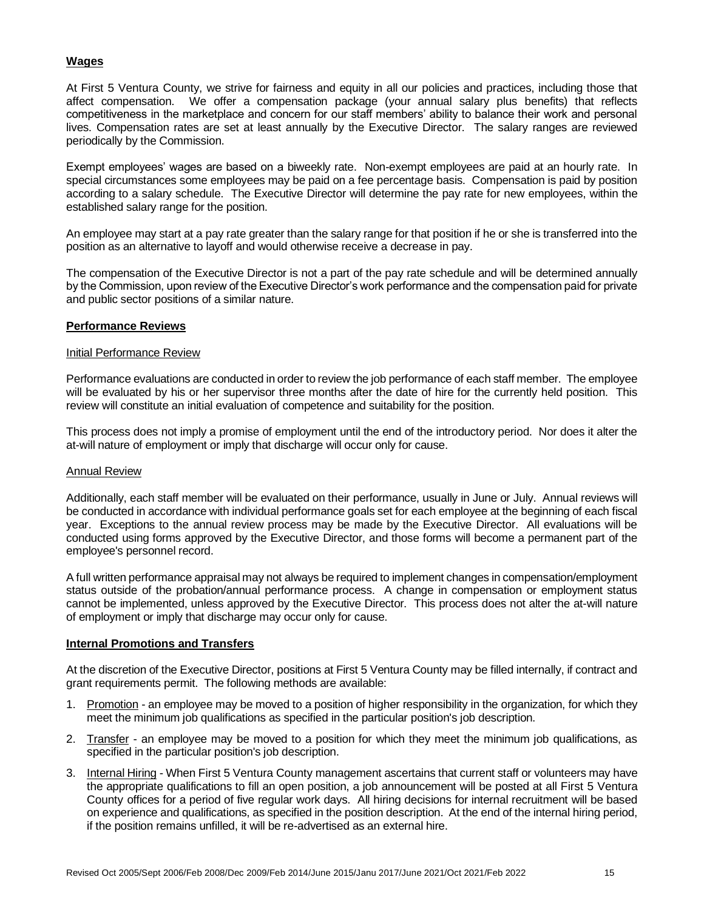## Wages

At First 5 Ventura County, we strive for fairness and equity in all our policies and practices, including those that affect compensation. We offer a compensation package (your annual salary plus benefits) that reflects competitiveness in the marketplace and concern for our staff members' ability to balance their work and personal lives. Compensation rates are set at least annually by the Executive Director. The salary ranges are reviewed periodically by the Commission.

Exempt employees' wages are based on a biweekly rate. Non-exempt employees are paid at an hourly rate. In special circumstances some employees may be paid on a fee percentage basis. Compensation is paid by position according to a salary schedule. The Executive Director will determine the pay rate for new employees, within the established salary range for the position.

An employee may start at a pay rate greater than the salary range for that position if he or she is transferred into the position as an alternative to layoff and would otherwise receive a decrease in pay.

The compensation of the Executive Director is not a part of the pay rate schedule and will be determined annually by the Commission, upon review of the Executive Director's work performance and the compensation paid for private and public sector positions of a similar nature.

## Performance Reviews

### Initial Performance Review

Performance evaluations are conducted in order to review the job performance of each staff member. The employee will be evaluated by his or her supervisor three months after the date of hire for the currently held position. This review will constitute an initial evaluation of competence and suitability for the position.

This process does not imply a promise of employment until the end of the introductory period. Nor does it alter the at-will nature of employment or imply that discharge will occur only for cause.

### Annual Review

Additionally, each staff member will be evaluated on their performance, usually in June or July. Annual reviews will be conducted in accordance with individual performance goals set for each employee at the beginning of each fiscal year. Exceptions to the annual review process may be made by the Executive Director. All evaluations will be conducted using forms approved by the Executive Director, and those forms will become a permanent part of the employee's personnel record.

A full written performance appraisal may not always be required to implement changes in compensation/employment status outside of the probation/annual performance process. A change in compensation or employment status cannot be implemented, unless approved by the Executive Director. This process does not alter the at-will nature of employment or imply that discharge may occur only for cause.

## Internal Promotions and Transfers

At the discretion of the Executive Director, positions at First 5 Ventura County may be filled internally, if contract and grant requirements permit. The following methods are available:

1. Promotion - an employee may be moved to a position of higher responsibility in the organization, for which they meet the minimum job qualifications as specified in the particular position's job description.
2. Transfer - an employee may be moved to a position for which they meet the minimum job qualifications, as specified in the particular position's job description.
3. Internal Hiring - When First 5 Ventura County management ascertains that current staff or volunteers may have the appropriate qualifications to fill an open position, a job announcement will be posted at all First 5 Ventura County offices for a period of five regular work days. All hiring decisions for internal recruitment will be based on experience and qualifications, as specified in the position description. At the end of the internal hiring period, if the position remains unfilled, it will be re-advertised as an external hire.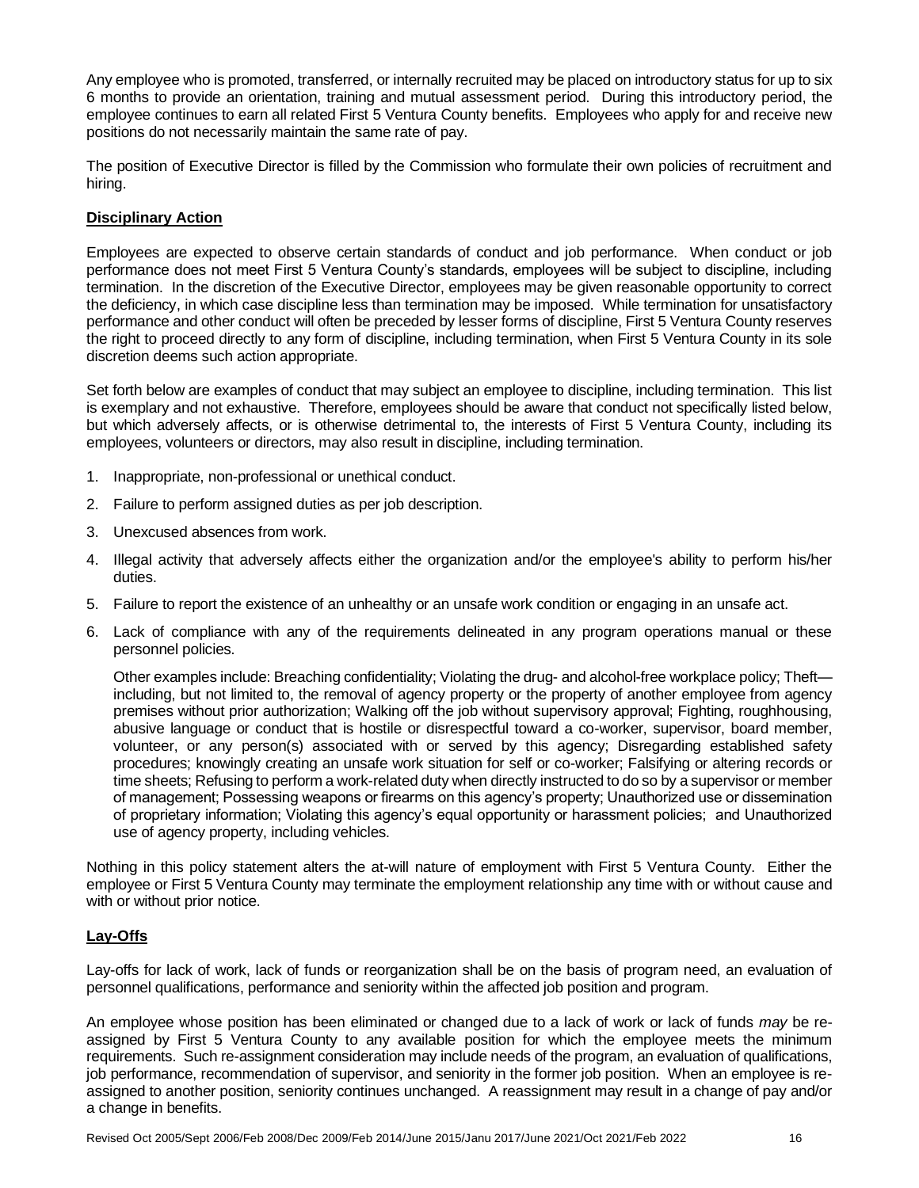Any employee who is promoted, transferred, or internally recruited may be placed on introductory status for up to six 6 months to provide an orientation, training and mutual assessment period. During this introductory period, the employee continues to earn all related First 5 Ventura County benefits. Employees who apply for and receive new positions do not necessarily maintain the same rate of pay.

The position of Executive Director is filled by the Commission who formulate their own policies of recruitment and hiring.

**Disciplinary Action**

Employees are expected to observe certain standards of conduct and job performance. When conduct or job performance does not meet First 5 Ventura County's standards, employees will be subject to discipline, including termination. In the discretion of the Executive Director, employees may be given reasonable opportunity to correct the deficiency, in which case discipline less than termination may be imposed. While termination for unsatisfactory performance and other conduct will often be preceded by lesser forms of discipline, First 5 Ventura County reserves the right to proceed directly to any form of discipline, including termination, when First 5 Ventura County in its sole discretion deems such action appropriate.

Set forth below are examples of conduct that may subject an employee to discipline, including termination. This list is exemplary and not exhaustive. Therefore, employees should be aware that conduct not specifically listed below, but which adversely affects, or is otherwise detrimental to, the interests of First 5 Ventura County, including its employees, volunteers or directors, may also result in discipline, including termination.

1. Inappropriate, non-professional or unethical conduct.
2. Failure to perform assigned duties as per job description.
3. Unexcused absences from work.
4. Illegal activity that adversely affects either the organization and/or the employee's ability to perform his/her duties.
5. Failure to report the existence of an unhealthy or an unsafe work condition or engaging in an unsafe act.
6. Lack of compliance with any of the requirements delineated in any program operations manual or these personnel policies.

   Other examples include: Breaching confidentiality; Violating the drug- and alcohol-free workplace policy; Theft—including, but not limited to, the removal of agency property or the property of another employee from agency premises without prior authorization; Walking off the job without supervisory approval; Fighting, roughhousing, abusive language or conduct that is hostile or disrespectful toward a co-worker, supervisor, board member, volunteer, or any person(s) associated with or served by this agency; Disregarding established safety procedures; knowingly creating an unsafe work situation for self or co-worker; Falsifying or altering records or time sheets; Refusing to perform a work-related duty when directly instructed to do so by a supervisor or member of management; Possessing weapons or firearms on this agency's property; Unauthorized use or dissemination of proprietary information; Violating this agency's equal opportunity or harassment policies; and Unauthorized use of agency property, including vehicles.

Nothing in this policy statement alters the at-will nature of employment with First 5 Ventura County. Either the employee or First 5 Ventura County may terminate the employment relationship any time with or without cause and with or without prior notice.

**Lay-Offs**

Lay-offs for lack of work, lack of funds or reorganization shall be on the basis of program need, an evaluation of personnel qualifications, performance and seniority within the affected job position and program.

An employee whose position has been eliminated or changed due to a lack of work or lack of funds *may* be re-assigned by First 5 Ventura County to any available position for which the employee meets the minimum requirements. Such re-assignment consideration may include needs of the program, an evaluation of qualifications, job performance, recommendation of supervisor, and seniority in the former job position. When an employee is re-assigned to another position, seniority continues unchanged. A reassignment may result in a change of pay and/or a change in benefits.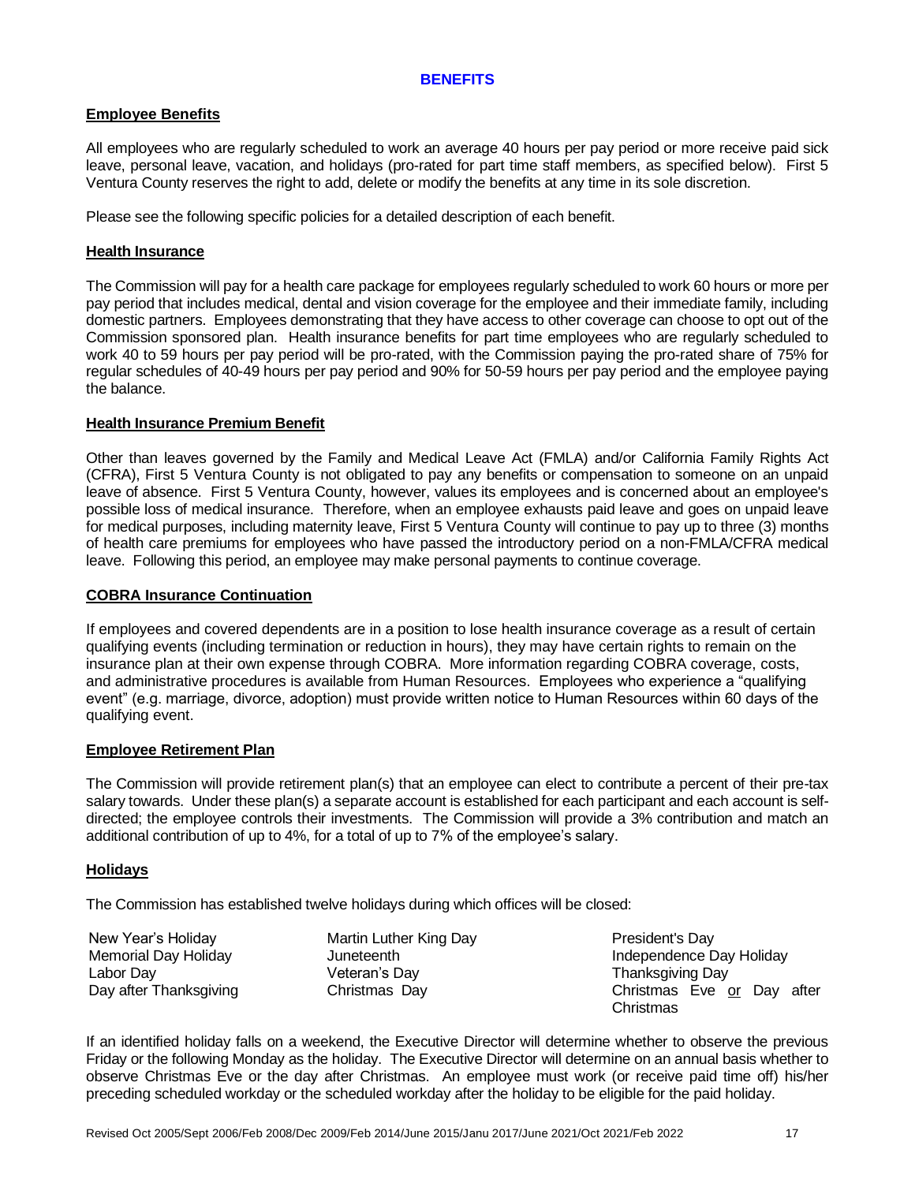# BENEFITS

## Employee Benefits

All employees who are regularly scheduled to work an average 40 hours per pay period or more receive paid sick leave, personal leave, vacation, and holidays (pro-rated for part time staff members, as specified below). First 5 Ventura County reserves the right to add, delete or modify the benefits at any time in its sole discretion.

Please see the following specific policies for a detailed description of each benefit.

## Health Insurance

The Commission will pay for a health care package for employees regularly scheduled to work 60 hours or more per pay period that includes medical, dental and vision coverage for the employee and their immediate family, including domestic partners. Employees demonstrating that they have access to other coverage can choose to opt out of the Commission sponsored plan. Health insurance benefits for part time employees who are regularly scheduled to work 40 to 59 hours per pay period will be pro-rated, with the Commission paying the pro-rated share of 75% for regular schedules of 40-49 hours per pay period and 90% for 50-59 hours per pay period and the employee paying the balance.

## Health Insurance Premium Benefit

Other than leaves governed by the Family and Medical Leave Act (FMLA) and/or California Family Rights Act (CFRA), First 5 Ventura County is not obligated to pay any benefits or compensation to someone on an unpaid leave of absence. First 5 Ventura County, however, values its employees and is concerned about an employee's possible loss of medical insurance. Therefore, when an employee exhausts paid leave and goes on unpaid leave for medical purposes, including maternity leave, First 5 Ventura County will continue to pay up to three (3) months of health care premiums for employees who have passed the introductory period on a non-FMLA/CFRA medical leave. Following this period, an employee may make personal payments to continue coverage.

## COBRA Insurance Continuation

If employees and covered dependents are in a position to lose health insurance coverage as a result of certain qualifying events (including termination or reduction in hours), they may have certain rights to remain on the insurance plan at their own expense through COBRA. More information regarding COBRA coverage, costs, and administrative procedures is available from Human Resources. Employees who experience a "qualifying event" (e.g. marriage, divorce, adoption) must provide written notice to Human Resources within 60 days of the qualifying event.

## Employee Retirement Plan

The Commission will provide retirement plan(s) that an employee can elect to contribute a percent of their pre-tax salary towards. Under these plan(s) a separate account is established for each participant and each account is self-directed; the employee controls their investments. The Commission will provide a 3% contribution and match an additional contribution of up to 4%, for a total of up to 7% of the employee's salary.

## Holidays

The Commission has established twelve holidays during which offices will be closed:

| | | |
|---|---|---|
| New Year's Holiday | Martin Luther King Day | President's Day |
| Memorial Day Holiday | Juneteenth | Independence Day Holiday |
| Labor Day | Veteran's Day | Thanksgiving Day |
| Day after Thanksgiving | Christmas Day | Christmas Eve <u>or</u> Day after Christmas |

If an identified holiday falls on a weekend, the Executive Director will determine whether to observe the previous Friday or the following Monday as the holiday. The Executive Director will determine on an annual basis whether to observe Christmas Eve or the day after Christmas. An employee must work (or receive paid time off) his/her preceding scheduled workday or the scheduled workday after the holiday to be eligible for the paid holiday.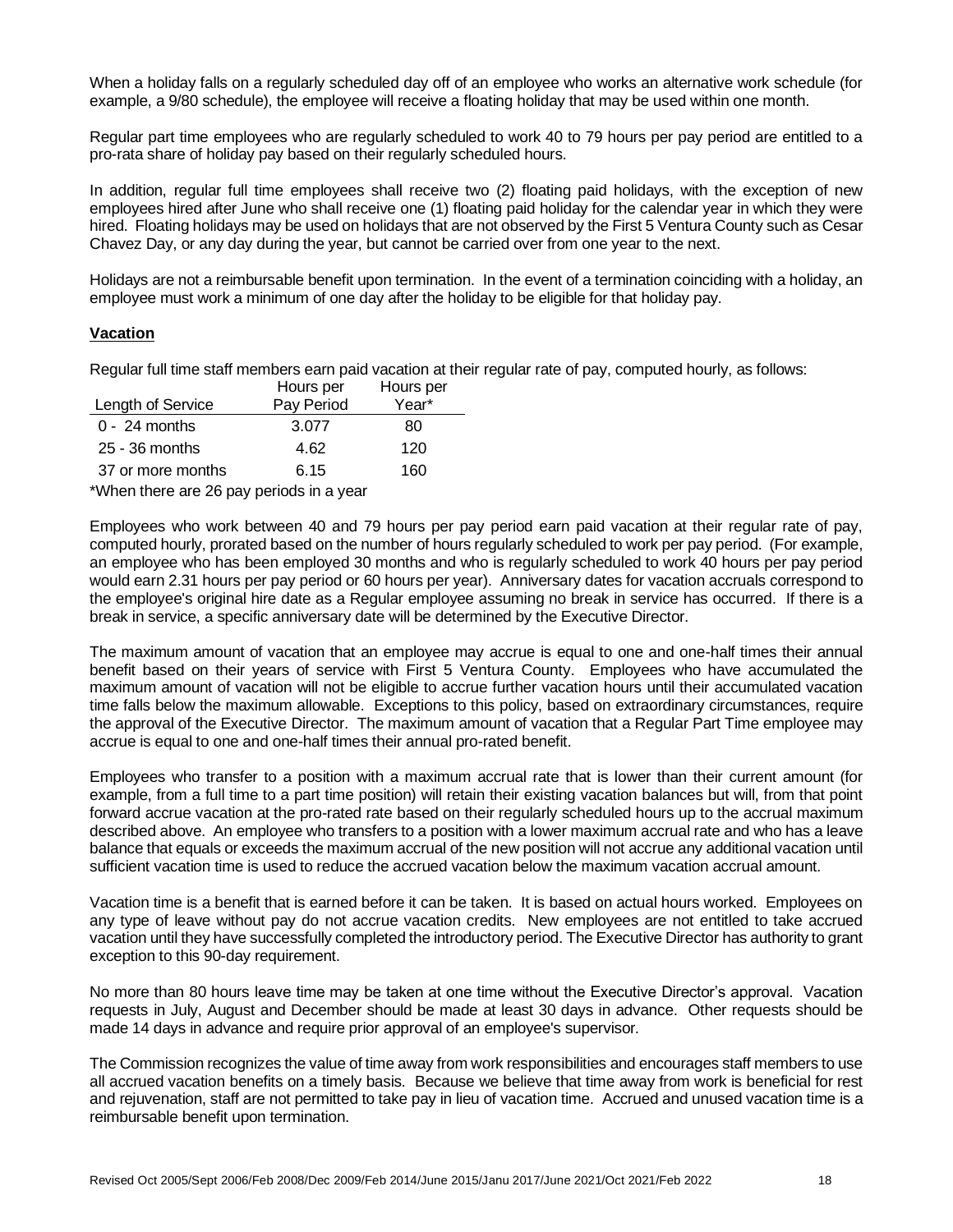When a holiday falls on a regularly scheduled day off of an employee who works an alternative work schedule (for example, a 9/80 schedule), the employee will receive a floating holiday that may be used within one month.

Regular part time employees who are regularly scheduled to work 40 to 79 hours per pay period are entitled to a pro-rata share of holiday pay based on their regularly scheduled hours.

In addition, regular full time employees shall receive two (2) floating paid holidays, with the exception of new employees hired after June who shall receive one (1) floating paid holiday for the calendar year in which they were hired. Floating holidays may be used on holidays that are not observed by the First 5 Ventura County such as Cesar Chavez Day, or any day during the year, but cannot be carried over from one year to the next.

Holidays are not a reimbursable benefit upon termination. In the event of a termination coinciding with a holiday, an employee must work a minimum of one day after the holiday to be eligible for that holiday pay.

**Vacation**

Regular full time staff members earn paid vacation at their regular rate of pay, computed hourly, as follows:

| Length of Service | Hours per Pay Period | Hours per Year* |
|---|---|---|
| 0 - 24 months | 3.077 | 80 |
| 25 - 36 months | 4.62 | 120 |
| 37 or more months | 6.15 | 160 |

*When there are 26 pay periods in a year

Employees who work between 40 and 79 hours per pay period earn paid vacation at their regular rate of pay, computed hourly, prorated based on the number of hours regularly scheduled to work per pay period. (For example, an employee who has been employed 30 months and who is regularly scheduled to work 40 hours per pay period would earn 2.31 hours per pay period or 60 hours per year). Anniversary dates for vacation accruals correspond to the employee's original hire date as a Regular employee assuming no break in service has occurred. If there is a break in service, a specific anniversary date will be determined by the Executive Director.

The maximum amount of vacation that an employee may accrue is equal to one and one-half times their annual benefit based on their years of service with First 5 Ventura County. Employees who have accumulated the maximum amount of vacation will not be eligible to accrue further vacation hours until their accumulated vacation time falls below the maximum allowable. Exceptions to this policy, based on extraordinary circumstances, require the approval of the Executive Director. The maximum amount of vacation that a Regular Part Time employee may accrue is equal to one and one-half times their annual pro-rated benefit.

Employees who transfer to a position with a maximum accrual rate that is lower than their current amount (for example, from a full time to a part time position) will retain their existing vacation balances but will, from that point forward accrue vacation at the pro-rated rate based on their regularly scheduled hours up to the accrual maximum described above. An employee who transfers to a position with a lower maximum accrual rate and who has a leave balance that equals or exceeds the maximum accrual of the new position will not accrue any additional vacation until sufficient vacation time is used to reduce the accrued vacation below the maximum vacation accrual amount.

Vacation time is a benefit that is earned before it can be taken. It is based on actual hours worked. Employees on any type of leave without pay do not accrue vacation credits. New employees are not entitled to take accrued vacation until they have successfully completed the introductory period. The Executive Director has authority to grant exception to this 90-day requirement.

No more than 80 hours leave time may be taken at one time without the Executive Director's approval. Vacation requests in July, August and December should be made at least 30 days in advance. Other requests should be made 14 days in advance and require prior approval of an employee's supervisor.

The Commission recognizes the value of time away from work responsibilities and encourages staff members to use all accrued vacation benefits on a timely basis. Because we believe that time away from work is beneficial for rest and rejuvenation, staff are not permitted to take pay in lieu of vacation time. Accrued and unused vacation time is a reimbursable benefit upon termination.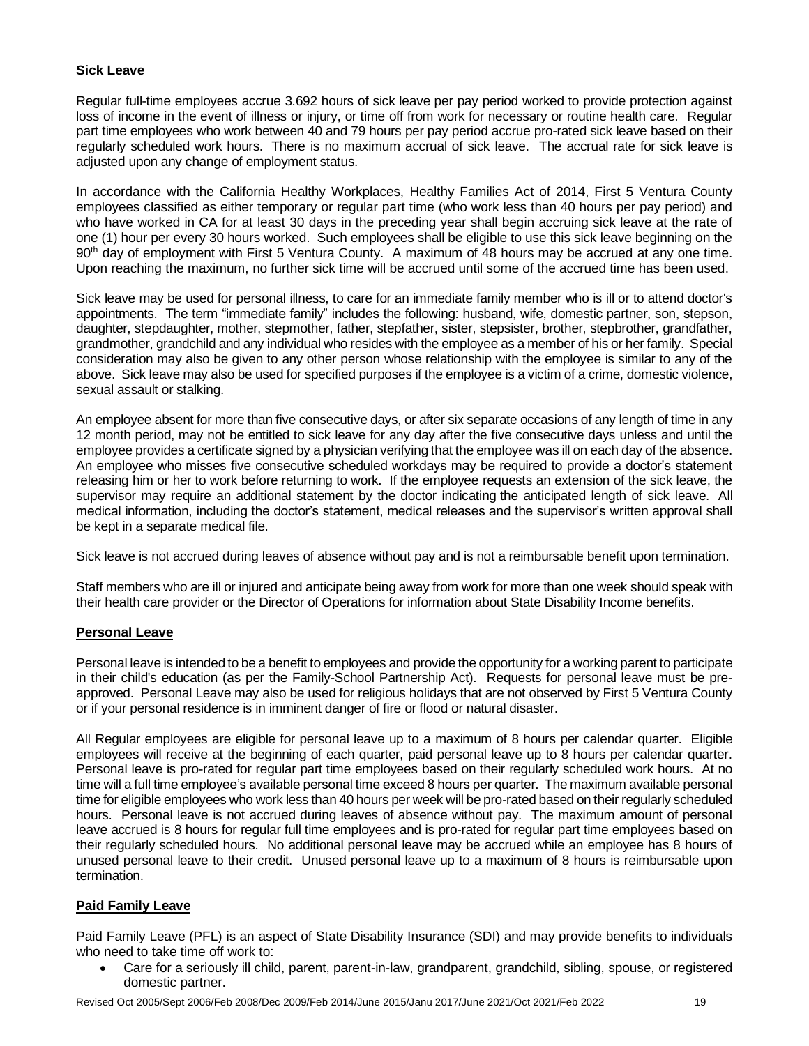**Sick Leave**

Regular full-time employees accrue 3.692 hours of sick leave per pay period worked to provide protection against loss of income in the event of illness or injury, or time off from work for necessary or routine health care. Regular part time employees who work between 40 and 79 hours per pay period accrue pro-rated sick leave based on their regularly scheduled work hours. There is no maximum accrual of sick leave. The accrual rate for sick leave is adjusted upon any change of employment status.

In accordance with the California Healthy Workplaces, Healthy Families Act of 2014, First 5 Ventura County employees classified as either temporary or regular part time (who work less than 40 hours per pay period) and who have worked in CA for at least 30 days in the preceding year shall begin accruing sick leave at the rate of one (1) hour per every 30 hours worked. Such employees shall be eligible to use this sick leave beginning on the 90th day of employment with First 5 Ventura County. A maximum of 48 hours may be accrued at any one time. Upon reaching the maximum, no further sick time will be accrued until some of the accrued time has been used.

Sick leave may be used for personal illness, to care for an immediate family member who is ill or to attend doctor's appointments. The term "immediate family" includes the following: husband, wife, domestic partner, son, stepson, daughter, stepdaughter, mother, stepmother, father, stepfather, sister, stepsister, brother, stepbrother, grandfather, grandmother, grandchild and any individual who resides with the employee as a member of his or her family. Special consideration may also be given to any other person whose relationship with the employee is similar to any of the above. Sick leave may also be used for specified purposes if the employee is a victim of a crime, domestic violence, sexual assault or stalking.

An employee absent for more than five consecutive days, or after six separate occasions of any length of time in any 12 month period, may not be entitled to sick leave for any day after the five consecutive days unless and until the employee provides a certificate signed by a physician verifying that the employee was ill on each day of the absence. An employee who misses five consecutive scheduled workdays may be required to provide a doctor's statement releasing him or her to work before returning to work. If the employee requests an extension of the sick leave, the supervisor may require an additional statement by the doctor indicating the anticipated length of sick leave. All medical information, including the doctor's statement, medical releases and the supervisor's written approval shall be kept in a separate medical file.

Sick leave is not accrued during leaves of absence without pay and is not a reimbursable benefit upon termination.

Staff members who are ill or injured and anticipate being away from work for more than one week should speak with their health care provider or the Director of Operations for information about State Disability Income benefits.

**Personal Leave**

Personal leave is intended to be a benefit to employees and provide the opportunity for a working parent to participate in their child's education (as per the Family-School Partnership Act). Requests for personal leave must be pre-approved. Personal Leave may also be used for religious holidays that are not observed by First 5 Ventura County or if your personal residence is in imminent danger of fire or flood or natural disaster.

All Regular employees are eligible for personal leave up to a maximum of 8 hours per calendar quarter. Eligible employees will receive at the beginning of each quarter, paid personal leave up to 8 hours per calendar quarter. Personal leave is pro-rated for regular part time employees based on their regularly scheduled work hours. At no time will a full time employee's available personal time exceed 8 hours per quarter. The maximum available personal time for eligible employees who work less than 40 hours per week will be pro-rated based on their regularly scheduled hours. Personal leave is not accrued during leaves of absence without pay. The maximum amount of personal leave accrued is 8 hours for regular full time employees and is pro-rated for regular part time employees based on their regularly scheduled hours. No additional personal leave may be accrued while an employee has 8 hours of unused personal leave to their credit. Unused personal leave up to a maximum of 8 hours is reimbursable upon termination.

**Paid Family Leave**

Paid Family Leave (PFL) is an aspect of State Disability Insurance (SDI) and may provide benefits to individuals who need to take time off work to:

- Care for a seriously ill child, parent, parent-in-law, grandparent, grandchild, sibling, spouse, or registered domestic partner.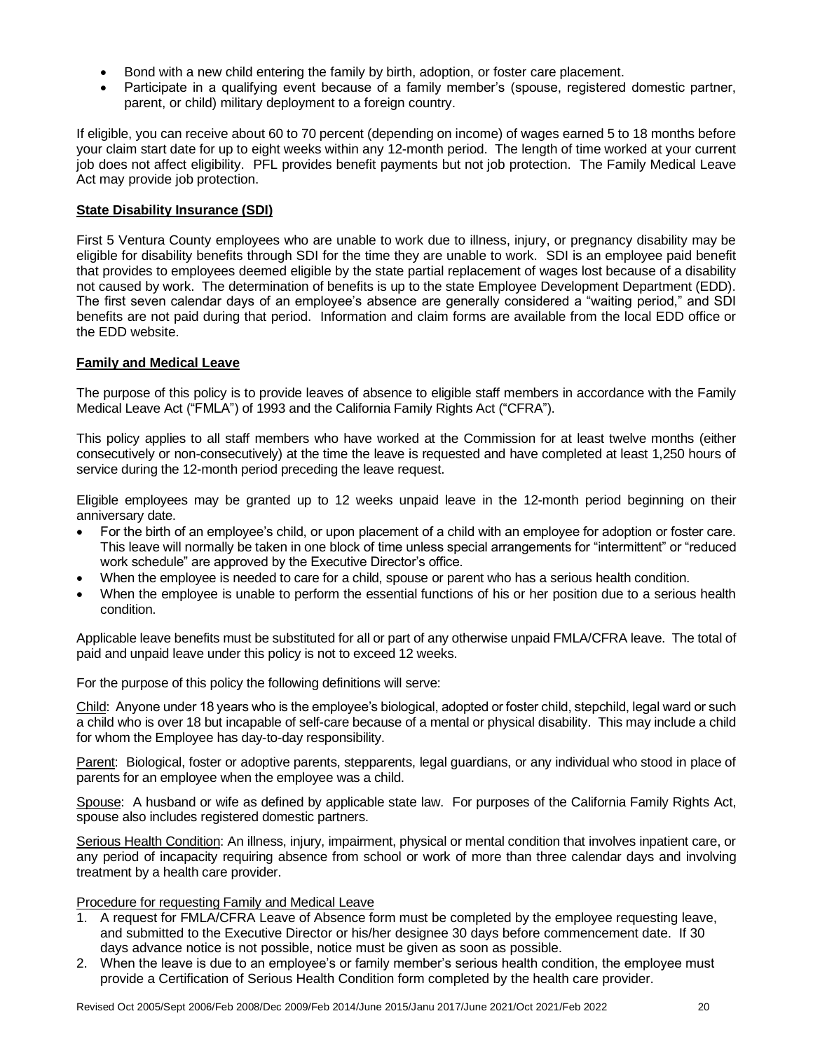- Bond with a new child entering the family by birth, adoption, or foster care placement.
- Participate in a qualifying event because of a family member's (spouse, registered domestic partner, parent, or child) military deployment to a foreign country.

If eligible, you can receive about 60 to 70 percent (depending on income) of wages earned 5 to 18 months before your claim start date for up to eight weeks within any 12-month period. The length of time worked at your current job does not affect eligibility. PFL provides benefit payments but not job protection. The Family Medical Leave Act may provide job protection.

**State Disability Insurance (SDI)**

First 5 Ventura County employees who are unable to work due to illness, injury, or pregnancy disability may be eligible for disability benefits through SDI for the time they are unable to work. SDI is an employee paid benefit that provides to employees deemed eligible by the state partial replacement of wages lost because of a disability not caused by work. The determination of benefits is up to the state Employee Development Department (EDD). The first seven calendar days of an employee's absence are generally considered a "waiting period," and SDI benefits are not paid during that period. Information and claim forms are available from the local EDD office or the EDD website.

**Family and Medical Leave**

The purpose of this policy is to provide leaves of absence to eligible staff members in accordance with the Family Medical Leave Act ("FMLA") of 1993 and the California Family Rights Act ("CFRA").

This policy applies to all staff members who have worked at the Commission for at least twelve months (either consecutively or non-consecutively) at the time the leave is requested and have completed at least 1,250 hours of service during the 12-month period preceding the leave request.

Eligible employees may be granted up to 12 weeks unpaid leave in the 12-month period beginning on their anniversary date.

- For the birth of an employee's child, or upon placement of a child with an employee for adoption or foster care. This leave will normally be taken in one block of time unless special arrangements for "intermittent" or "reduced work schedule" are approved by the Executive Director's office.
- When the employee is needed to care for a child, spouse or parent who has a serious health condition.
- When the employee is unable to perform the essential functions of his or her position due to a serious health condition.

Applicable leave benefits must be substituted for all or part of any otherwise unpaid FMLA/CFRA leave. The total of paid and unpaid leave under this policy is not to exceed 12 weeks.

For the purpose of this policy the following definitions will serve:

Child: Anyone under 18 years who is the employee's biological, adopted or foster child, stepchild, legal ward or such a child who is over 18 but incapable of self-care because of a mental or physical disability. This may include a child for whom the Employee has day-to-day responsibility.

Parent: Biological, foster or adoptive parents, stepparents, legal guardians, or any individual who stood in place of parents for an employee when the employee was a child.

Spouse: A husband or wife as defined by applicable state law. For purposes of the California Family Rights Act, spouse also includes registered domestic partners.

Serious Health Condition: An illness, injury, impairment, physical or mental condition that involves inpatient care, or any period of incapacity requiring absence from school or work of more than three calendar days and involving treatment by a health care provider.

Procedure for requesting Family and Medical Leave

1. A request for FMLA/CFRA Leave of Absence form must be completed by the employee requesting leave, and submitted to the Executive Director or his/her designee 30 days before commencement date. If 30 days advance notice is not possible, notice must be given as soon as possible.
2. When the leave is due to an employee's or family member's serious health condition, the employee must provide a Certification of Serious Health Condition form completed by the health care provider.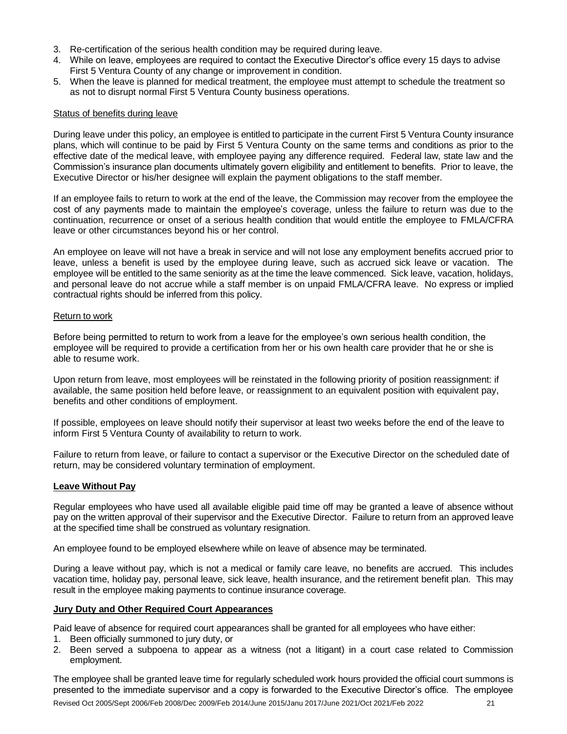3. Re-certification of the serious health condition may be required during leave.
4. While on leave, employees are required to contact the Executive Director's office every 15 days to advise First 5 Ventura County of any change or improvement in condition.
5. When the leave is planned for medical treatment, the employee must attempt to schedule the treatment so as not to disrupt normal First 5 Ventura County business operations.

Status of benefits during leave

During leave under this policy, an employee is entitled to participate in the current First 5 Ventura County insurance plans, which will continue to be paid by First 5 Ventura County on the same terms and conditions as prior to the effective date of the medical leave, with employee paying any difference required. Federal law, state law and the Commission's insurance plan documents ultimately govern eligibility and entitlement to benefits. Prior to leave, the Executive Director or his/her designee will explain the payment obligations to the staff member.

If an employee fails to return to work at the end of the leave, the Commission may recover from the employee the cost of any payments made to maintain the employee's coverage, unless the failure to return was due to the continuation, recurrence or onset of a serious health condition that would entitle the employee to FMLA/CFRA leave or other circumstances beyond his or her control.

An employee on leave will not have a break in service and will not lose any employment benefits accrued prior to leave, unless a benefit is used by the employee during leave, such as accrued sick leave or vacation. The employee will be entitled to the same seniority as at the time the leave commenced. Sick leave, vacation, holidays, and personal leave do not accrue while a staff member is on unpaid FMLA/CFRA leave. No express or implied contractual rights should be inferred from this policy.

Return to work

Before being permitted to return to work from a leave for the employee's own serious health condition, the employee will be required to provide a certification from her or his own health care provider that he or she is able to resume work.

Upon return from leave, most employees will be reinstated in the following priority of position reassignment: if available, the same position held before leave, or reassignment to an equivalent position with equivalent pay, benefits and other conditions of employment.

If possible, employees on leave should notify their supervisor at least two weeks before the end of the leave to inform First 5 Ventura County of availability to return to work.

Failure to return from leave, or failure to contact a supervisor or the Executive Director on the scheduled date of return, may be considered voluntary termination of employment.

**Leave Without Pay**

Regular employees who have used all available eligible paid time off may be granted a leave of absence without pay on the written approval of their supervisor and the Executive Director. Failure to return from an approved leave at the specified time shall be construed as voluntary resignation.

An employee found to be employed elsewhere while on leave of absence may be terminated.

During a leave without pay, which is not a medical or family care leave, no benefits are accrued. This includes vacation time, holiday pay, personal leave, sick leave, health insurance, and the retirement benefit plan. This may result in the employee making payments to continue insurance coverage.

**Jury Duty and Other Required Court Appearances**

Paid leave of absence for required court appearances shall be granted for all employees who have either:

1. Been officially summoned to jury duty, or
2. Been served a subpoena to appear as a witness (not a litigant) in a court case related to Commission employment.

The employee shall be granted leave time for regularly scheduled work hours provided the official court summons is presented to the immediate supervisor and a copy is forwarded to the Executive Director's office. The employee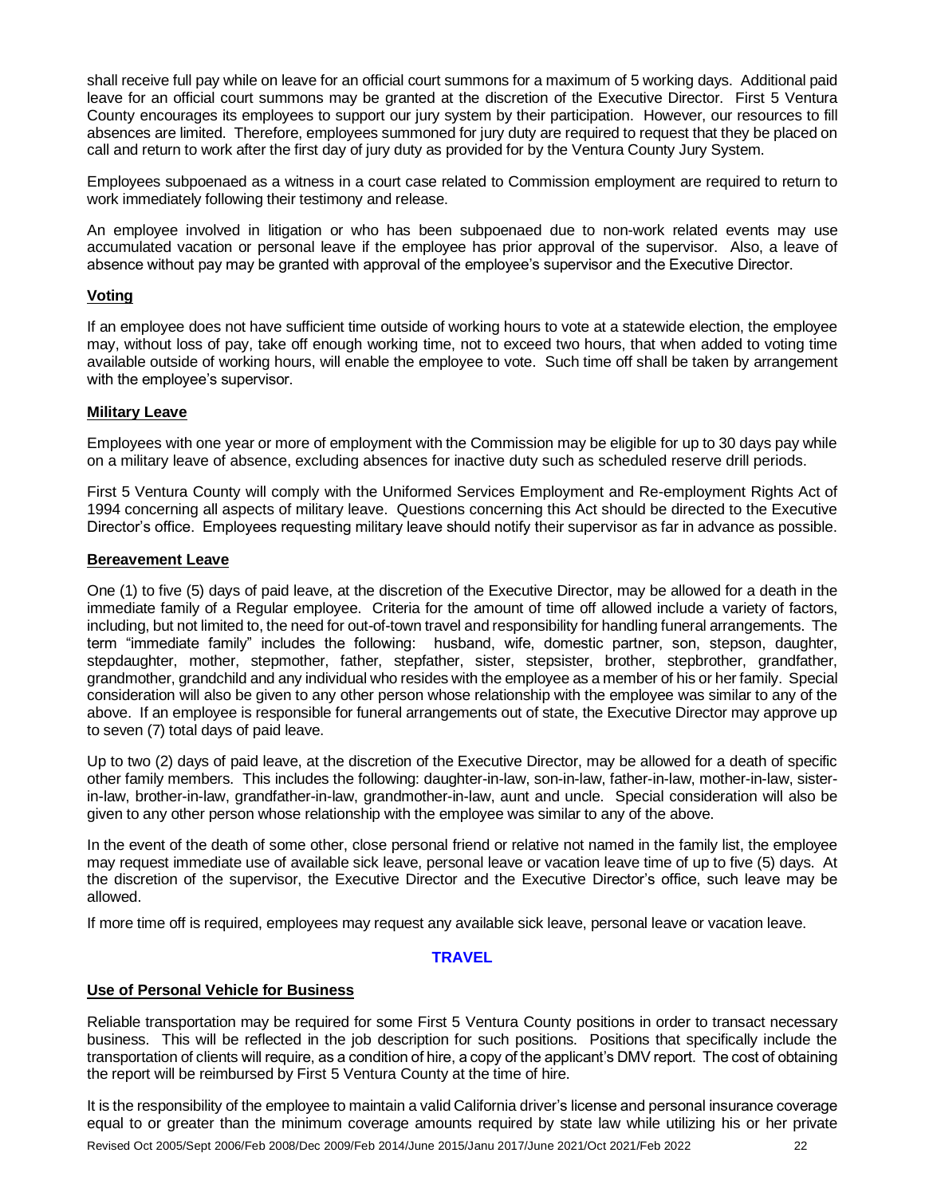shall receive full pay while on leave for an official court summons for a maximum of 5 working days. Additional paid leave for an official court summons may be granted at the discretion of the Executive Director. First 5 Ventura County encourages its employees to support our jury system by their participation. However, our resources to fill absences are limited. Therefore, employees summoned for jury duty are required to request that they be placed on call and return to work after the first day of jury duty as provided for by the Ventura County Jury System.

Employees subpoenaed as a witness in a court case related to Commission employment are required to return to work immediately following their testimony and release.

An employee involved in litigation or who has been subpoenaed due to non-work related events may use accumulated vacation or personal leave if the employee has prior approval of the supervisor. Also, a leave of absence without pay may be granted with approval of the employee's supervisor and the Executive Director.

### Voting

If an employee does not have sufficient time outside of working hours to vote at a statewide election, the employee may, without loss of pay, take off enough working time, not to exceed two hours, that when added to voting time available outside of working hours, will enable the employee to vote. Such time off shall be taken by arrangement with the employee's supervisor.

### Military Leave

Employees with one year or more of employment with the Commission may be eligible for up to 30 days pay while on a military leave of absence, excluding absences for inactive duty such as scheduled reserve drill periods.

First 5 Ventura County will comply with the Uniformed Services Employment and Re-employment Rights Act of 1994 concerning all aspects of military leave. Questions concerning this Act should be directed to the Executive Director's office. Employees requesting military leave should notify their supervisor as far in advance as possible.

### Bereavement Leave

One (1) to five (5) days of paid leave, at the discretion of the Executive Director, may be allowed for a death in the immediate family of a Regular employee. Criteria for the amount of time off allowed include a variety of factors, including, but not limited to, the need for out-of-town travel and responsibility for handling funeral arrangements. The term "immediate family" includes the following: husband, wife, domestic partner, son, stepson, daughter, stepdaughter, mother, stepmother, father, stepfather, sister, stepsister, brother, stepbrother, grandfather, grandmother, grandchild and any individual who resides with the employee as a member of his or her family. Special consideration will also be given to any other person whose relationship with the employee was similar to any of the above. If an employee is responsible for funeral arrangements out of state, the Executive Director may approve up to seven (7) total days of paid leave.

Up to two (2) days of paid leave, at the discretion of the Executive Director, may be allowed for a death of specific other family members. This includes the following: daughter-in-law, son-in-law, father-in-law, mother-in-law, sister-in-law, brother-in-law, grandfather-in-law, grandmother-in-law, aunt and uncle. Special consideration will also be given to any other person whose relationship with the employee was similar to any of the above.

In the event of the death of some other, close personal friend or relative not named in the family list, the employee may request immediate use of available sick leave, personal leave or vacation leave time of up to five (5) days. At the discretion of the supervisor, the Executive Director and the Executive Director's office, such leave may be allowed.

If more time off is required, employees may request any available sick leave, personal leave or vacation leave.

## TRAVEL

### Use of Personal Vehicle for Business

Reliable transportation may be required for some First 5 Ventura County positions in order to transact necessary business. This will be reflected in the job description for such positions. Positions that specifically include the transportation of clients will require, as a condition of hire, a copy of the applicant's DMV report. The cost of obtaining the report will be reimbursed by First 5 Ventura County at the time of hire.

It is the responsibility of the employee to maintain a valid California driver's license and personal insurance coverage equal to or greater than the minimum coverage amounts required by state law while utilizing his or her private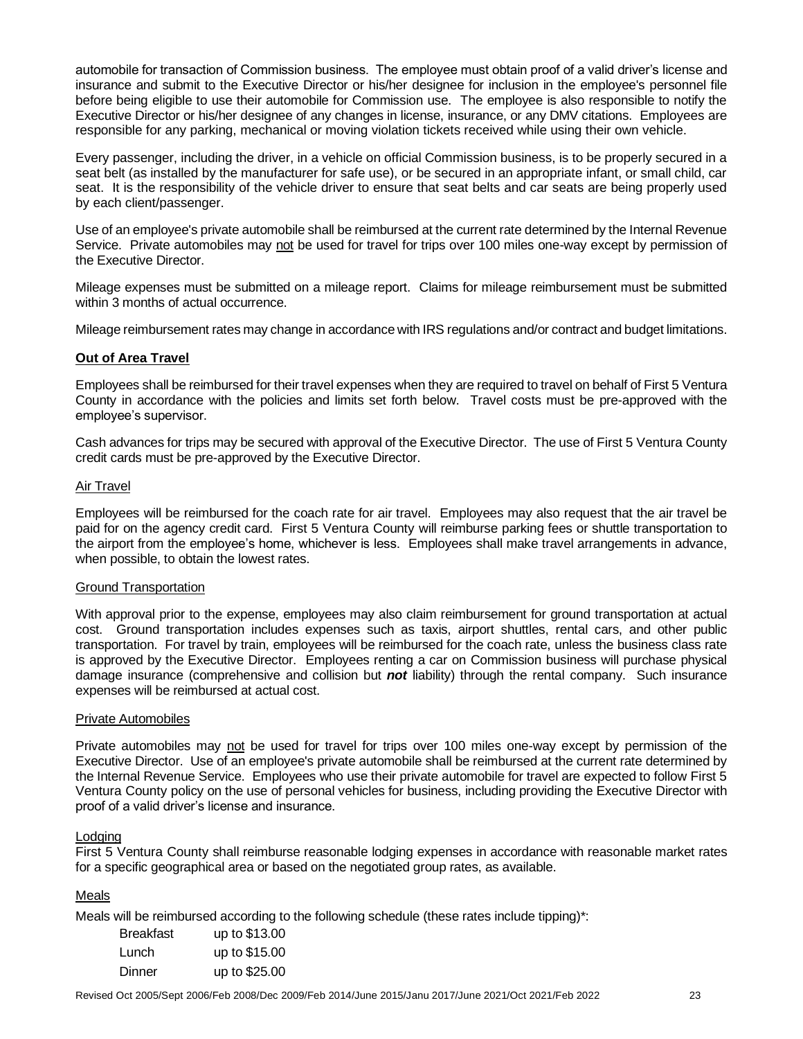automobile for transaction of Commission business. The employee must obtain proof of a valid driver's license and insurance and submit to the Executive Director or his/her designee for inclusion in the employee's personnel file before being eligible to use their automobile for Commission use. The employee is also responsible to notify the Executive Director or his/her designee of any changes in license, insurance, or any DMV citations. Employees are responsible for any parking, mechanical or moving violation tickets received while using their own vehicle.

Every passenger, including the driver, in a vehicle on official Commission business, is to be properly secured in a seat belt (as installed by the manufacturer for safe use), or be secured in an appropriate infant, or small child, car seat. It is the responsibility of the vehicle driver to ensure that seat belts and car seats are being properly used by each client/passenger.

Use of an employee's private automobile shall be reimbursed at the current rate determined by the Internal Revenue Service. Private automobiles may <u>not</u> be used for travel for trips over 100 miles one-way except by permission of the Executive Director.

Mileage expenses must be submitted on a mileage report. Claims for mileage reimbursement must be submitted within 3 months of actual occurrence.

Mileage reimbursement rates may change in accordance with IRS regulations and/or contract and budget limitations.

### **<u>Out of Area Travel</u>**

Employees shall be reimbursed for their travel expenses when they are required to travel on behalf of First 5 Ventura County in accordance with the policies and limits set forth below. Travel costs must be pre-approved with the employee's supervisor.

Cash advances for trips may be secured with approval of the Executive Director. The use of First 5 Ventura County credit cards must be pre-approved by the Executive Director.

#### <u>Air Travel</u>

Employees will be reimbursed for the coach rate for air travel. Employees may also request that the air travel be paid for on the agency credit card. First 5 Ventura County will reimburse parking fees or shuttle transportation to the airport from the employee's home, whichever is less. Employees shall make travel arrangements in advance, when possible, to obtain the lowest rates.

#### <u>Ground Transportation</u>

With approval prior to the expense, employees may also claim reimbursement for ground transportation at actual cost. Ground transportation includes expenses such as taxis, airport shuttles, rental cars, and other public transportation. For travel by train, employees will be reimbursed for the coach rate, unless the business class rate is approved by the Executive Director. Employees renting a car on Commission business will purchase physical damage insurance (comprehensive and collision but ***not*** liability) through the rental company. Such insurance expenses will be reimbursed at actual cost.

#### <u>Private Automobiles</u>

Private automobiles may <u>not</u> be used for travel for trips over 100 miles one-way except by permission of the Executive Director. Use of an employee's private automobile shall be reimbursed at the current rate determined by the Internal Revenue Service. Employees who use their private automobile for travel are expected to follow First 5 Ventura County policy on the use of personal vehicles for business, including providing the Executive Director with proof of a valid driver's license and insurance.

#### <u>Lodging</u>

First 5 Ventura County shall reimburse reasonable lodging expenses in accordance with reasonable market rates for a specific geographical area or based on the negotiated group rates, as available.

#### <u>Meals</u>

Meals will be reimbursed according to the following schedule (these rates include tipping)*:

| | |
|---|---|
| Breakfast | up to $13.00 |
| Lunch | up to $15.00 |
| Dinner | up to $25.00 |

Revised Oct 2005/Sept 2006/Feb 2008/Dec 2009/Feb 2014/June 2015/Janu 2017/June 2021/Oct 2021/Feb 2022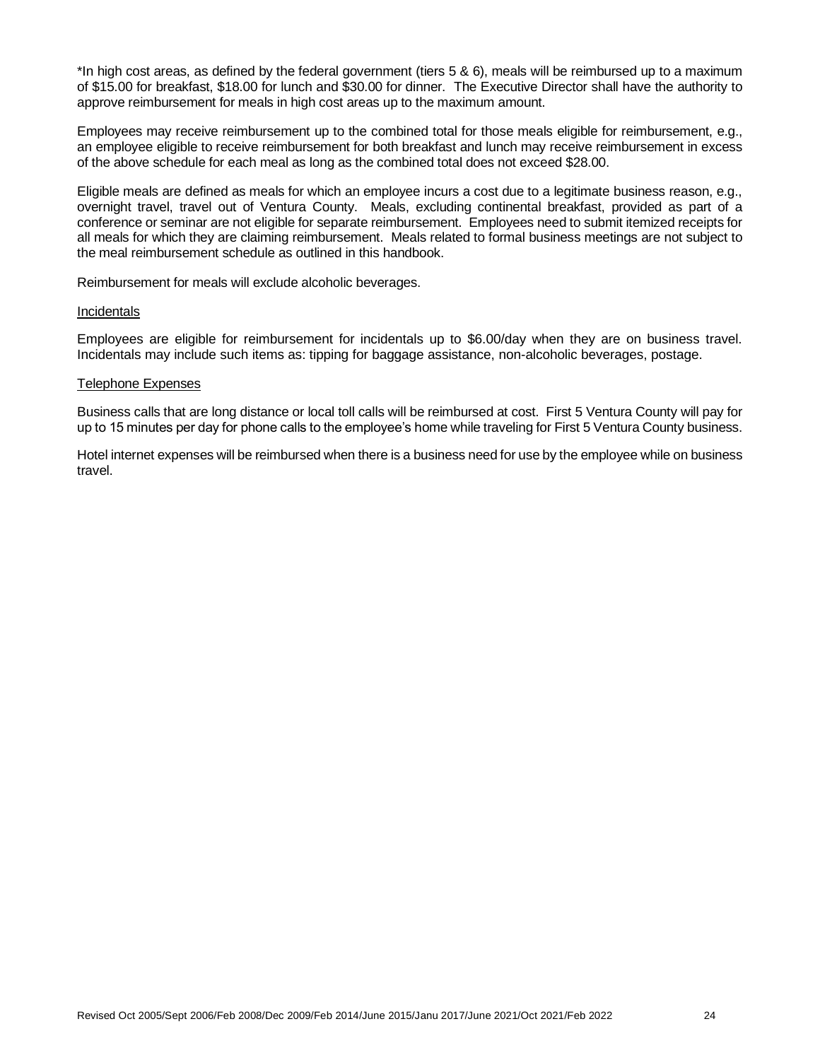*In high cost areas, as defined by the federal government (tiers 5 & 6), meals will be reimbursed up to a maximum of $15.00 for breakfast, $18.00 for lunch and $30.00 for dinner. The Executive Director shall have the authority to approve reimbursement for meals in high cost areas up to the maximum amount.

Employees may receive reimbursement up to the combined total for those meals eligible for reimbursement, e.g., an employee eligible to receive reimbursement for both breakfast and lunch may receive reimbursement in excess of the above schedule for each meal as long as the combined total does not exceed $28.00.

Eligible meals are defined as meals for which an employee incurs a cost due to a legitimate business reason, e.g., overnight travel, travel out of Ventura County. Meals, excluding continental breakfast, provided as part of a conference or seminar are not eligible for separate reimbursement. Employees need to submit itemized receipts for all meals for which they are claiming reimbursement. Meals related to formal business meetings are not subject to the meal reimbursement schedule as outlined in this handbook.

Reimbursement for meals will exclude alcoholic beverages.

<u>Incidentals</u>

Employees are eligible for reimbursement for incidentals up to $6.00/day when they are on business travel. Incidentals may include such items as: tipping for baggage assistance, non-alcoholic beverages, postage.

<u>Telephone Expenses</u>

Business calls that are long distance or local toll calls will be reimbursed at cost. First 5 Ventura County will pay for up to 15 minutes per day for phone calls to the employee's home while traveling for First 5 Ventura County business.

Hotel internet expenses will be reimbursed when there is a business need for use by the employee while on business travel.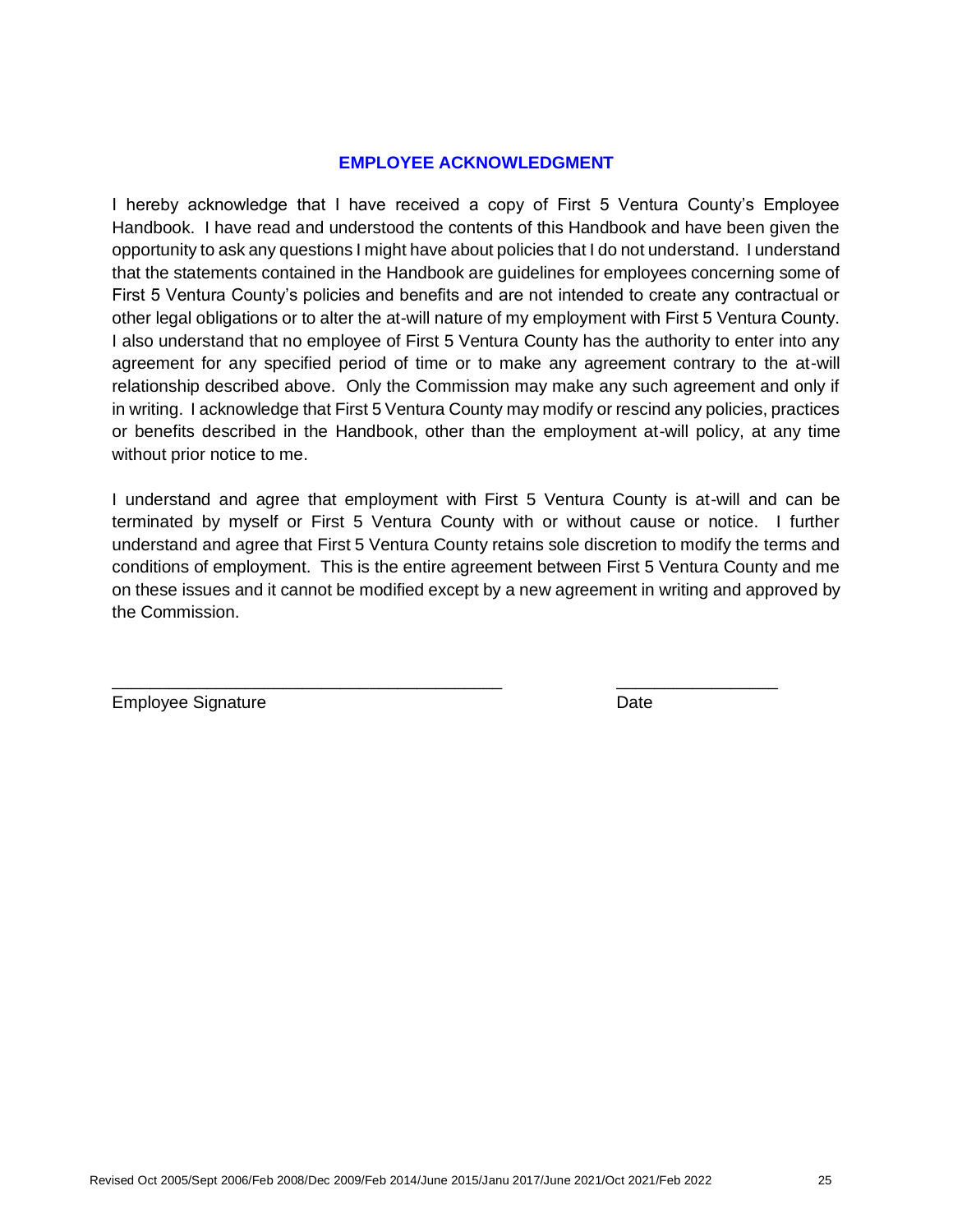## EMPLOYEE ACKNOWLEDGMENT

I hereby acknowledge that I have received a copy of First 5 Ventura County's Employee Handbook. I have read and understood the contents of this Handbook and have been given the opportunity to ask any questions I might have about policies that I do not understand. I understand that the statements contained in the Handbook are guidelines for employees concerning some of First 5 Ventura County's policies and benefits and are not intended to create any contractual or other legal obligations or to alter the at-will nature of my employment with First 5 Ventura County. I also understand that no employee of First 5 Ventura County has the authority to enter into any agreement for any specified period of time or to make any agreement contrary to the at-will relationship described above. Only the Commission may make any such agreement and only if in writing. I acknowledge that First 5 Ventura County may modify or rescind any policies, practices or benefits described in the Handbook, other than the employment at-will policy, at any time without prior notice to me.

I understand and agree that employment with First 5 Ventura County is at-will and can be terminated by myself or First 5 Ventura County with or without cause or notice. I further understand and agree that First 5 Ventura County retains sole discretion to modify the terms and conditions of employment. This is the entire agreement between First 5 Ventura County and me on these issues and it cannot be modified except by a new agreement in writing and approved by the Commission.

\_\_\_\_\_\_\_\_\_\_\_\_\_\_\_\_\_\_\_\_\_\_\_\_\_\_\_\_\_\_\_\_\_\_\_\_\_\_\_\_ \_\_\_\_\_\_\_\_\_\_\_\_\_\_\_\_\_

Employee Signature Date

Revised Oct 2005/Sept 2006/Feb 2008/Dec 2009/Feb 2014/June 2015/Janu 2017/June 2021/Oct 2021/Feb 2022